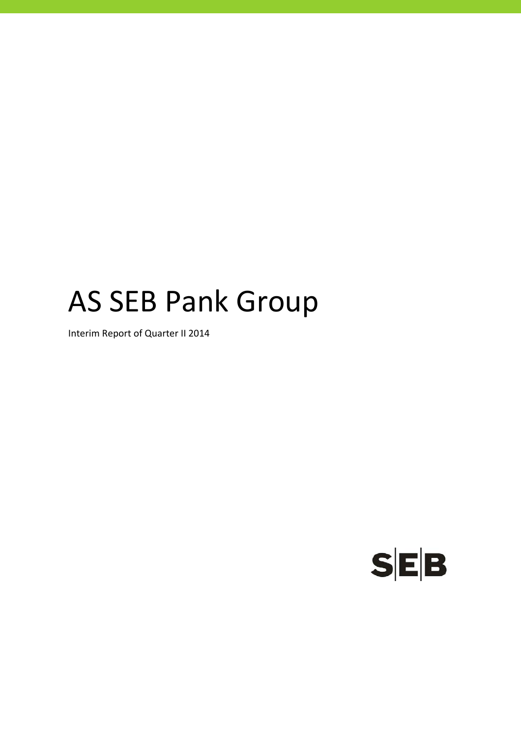# AS SEB Pank Group

Interim Report of Quarter II 2014

SEB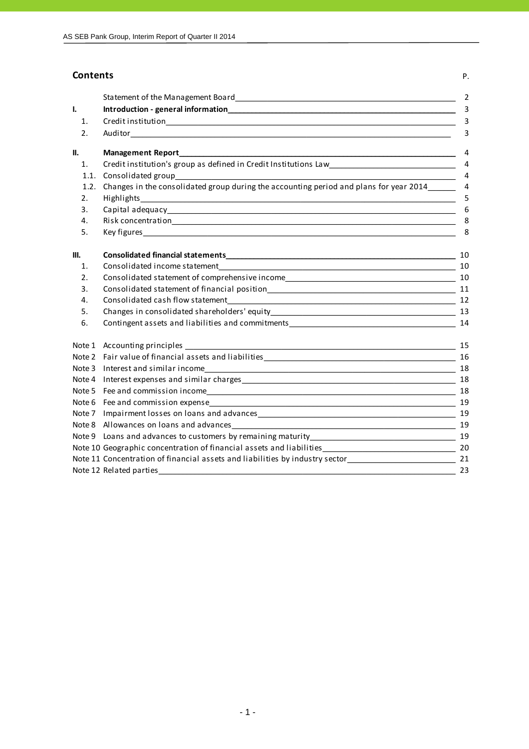## Contents

| | | P. |
|---|---|---|
| | Statement of the Management Board | 2 |
| **I.** | **Introduction - general information** | 3 |
| 1. | Credit institution | 3 |
| 2. | Auditor | 3 |
| **II.** | **Management Report** | 4 |
| 1. | Credit institution's group as defined in Credit Institutions Law | 4 |
| 1.1. | Consolidated group | 4 |
| 1.2. | Changes in the consolidated group during the accounting period and plans for year 2014 | 4 |
| 2. | Highlights | 5 |
| 3. | Capital adequacy | 6 |
| 4. | Risk concentration | 8 |
| 5. | Key figures | 8 |
| **III.** | **Consolidated financial statements** | 10 |
| 1. | Consolidated income statement | 10 |
| 2. | Consolidated statement of comprehensive income | 10 |
| 3. | Consolidated statement of financial position | 11 |
| 4. | Consolidated cash flow statement | 12 |
| 5. | Changes in consolidated shareholders' equity | 13 |
| 6. | Contingent assets and liabilities and commitments | 14 |
| Note 1 | Accounting principles | 15 |
| Note 2 | Fair value of financial assets and liabilities | 16 |
| Note 3 | Interest and similar income | 18 |
| Note 4 | Interest expenses and similar charges | 18 |
| Note 5 | Fee and commission income | 18 |
| Note 6 | Fee and commission expense | 19 |
| Note 7 | Impairment losses on loans and advances | 19 |
| Note 8 | Allowances on loans and advances | 19 |
| Note 9 | Loans and advances to customers by remaining maturity | 19 |
| Note 10 | Geographic concentration of financial assets and liabilities | 20 |
| Note 11 | Concentration of financial assets and liabilities by industry sector | 21 |
| Note 12 | Related parties | 23 |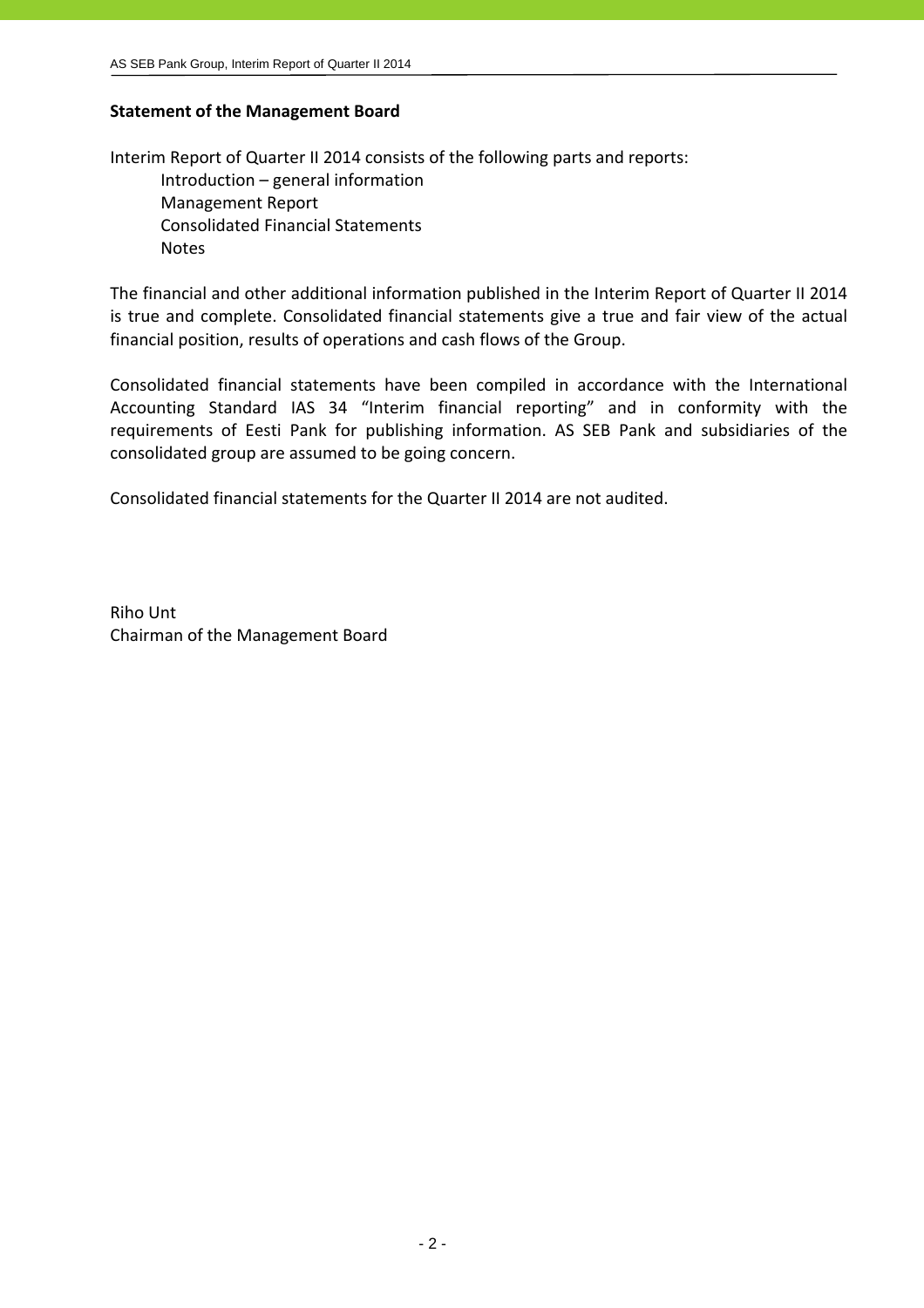## Statement of the Management Board

Interim Report of Quarter II 2014 consists of the following parts and reports:

- Introduction – general information
- Management Report
- Consolidated Financial Statements
- Notes

The financial and other additional information published in the Interim Report of Quarter II 2014 is true and complete. Consolidated financial statements give a true and fair view of the actual financial position, results of operations and cash flows of the Group.

Consolidated financial statements have been compiled in accordance with the International Accounting Standard IAS 34 "Interim financial reporting" and in conformity with the requirements of Eesti Pank for publishing information. AS SEB Pank and subsidiaries of the consolidated group are assumed to be going concern.

Consolidated financial statements for the Quarter II 2014 are not audited.

Riho Unt
Chairman of the Management Board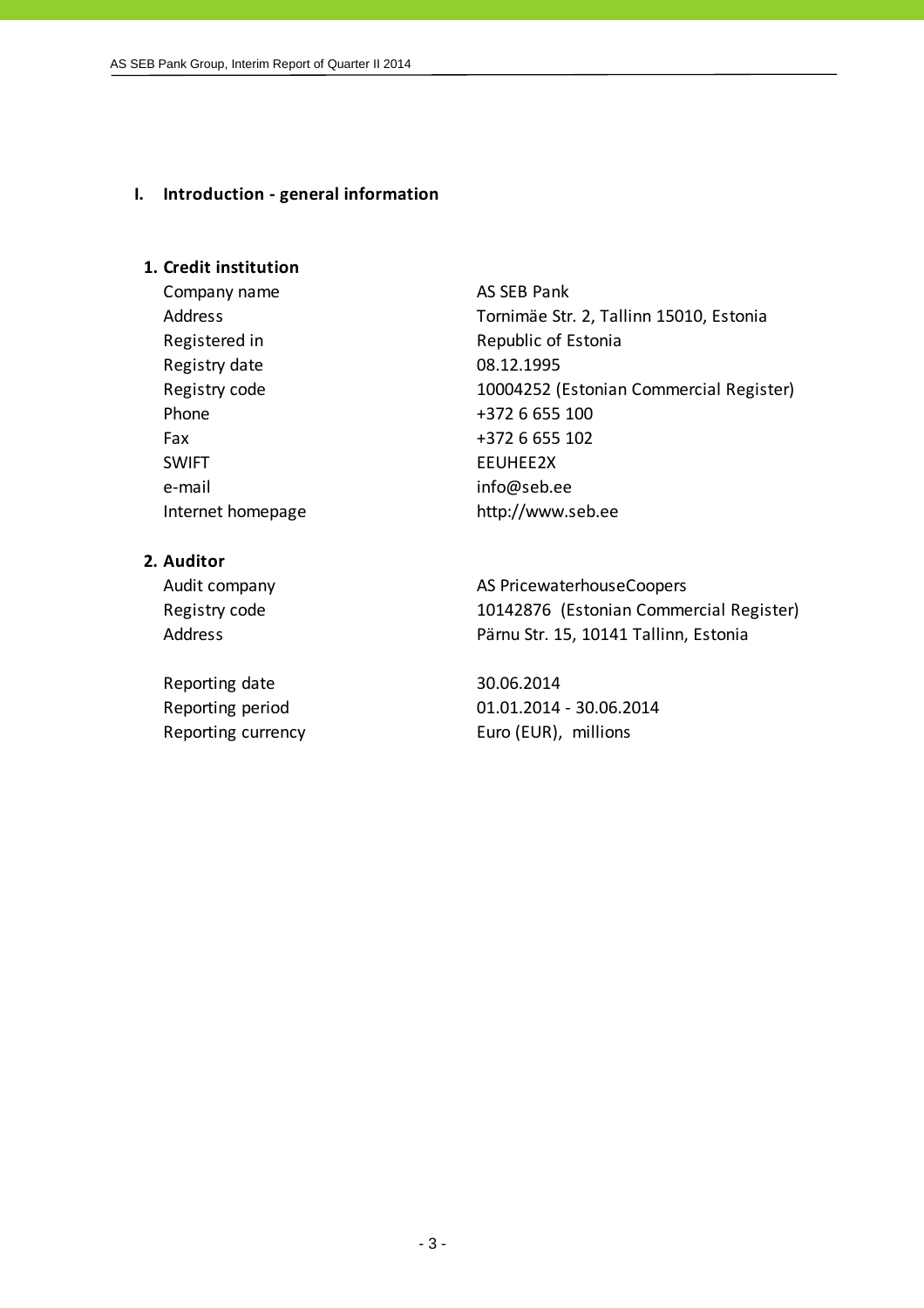# I. Introduction - general information

## 1. Credit institution

| | |
|---|---|
| Company name | AS SEB Pank |
| Address | Tornimäe Str. 2, Tallinn 15010, Estonia |
| Registered in | Republic of Estonia |
| Registry date | 08.12.1995 |
| Registry code | 10004252 (Estonian Commercial Register) |
| Phone | +372 6 655 100 |
| Fax | +372 6 655 102 |
| SWIFT | EEUHEE2X |
| e-mail | info@seb.ee |
| Internet homepage | http://www.seb.ee |

## 2. Auditor

| | |
|---|---|
| Audit company | AS PricewaterhouseCoopers |
| Registry code | 10142876 (Estonian Commercial Register) |
| Address | Pärnu Str. 15, 10141 Tallinn, Estonia |
| | |
| Reporting date | 30.06.2014 |
| Reporting period | 01.01.2014 - 30.06.2014 |
| Reporting currency | Euro (EUR), millions |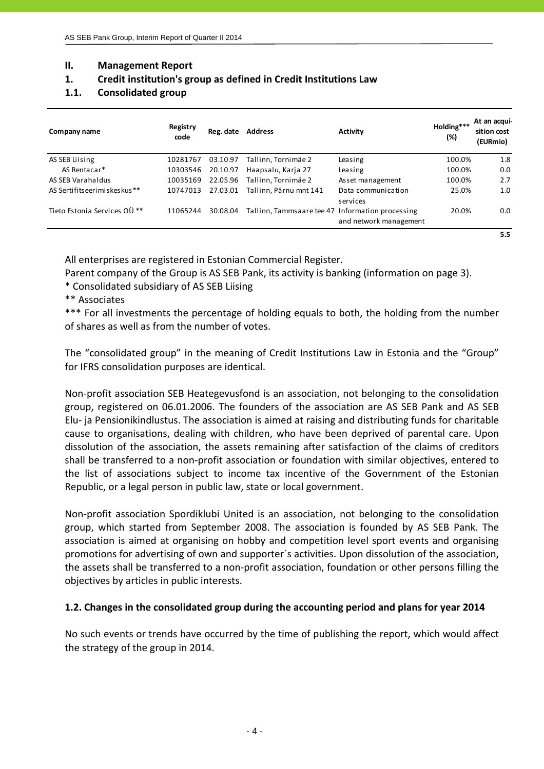## II. Management Report

### 1. Credit institution's group as defined in Credit Institutions Law

### 1.1. Consolidated group

| Company name | Registry code | Reg. date | Address | Activity | Holding*** (%) | At an acquisition cost (EURmio) |
|---|---|---|---|---|---|---|
| AS SEB Liising | 10281767 | 03.10.97 | Tallinn, Tornimäe 2 | Leasing | 100.0% | 1.8 |
| AS Rentacar* | 10303546 | 20.10.97 | Haapsalu, Karja 27 | Leasing | 100.0% | 0.0 |
| AS SEB Varahaldus | 10035169 | 22.05.96 | Tallinn, Tornimäe 2 | Asset management | 100.0% | 2.7 |
| AS Sertifitseerimiskeskus** | 10747013 | 27.03.01 | Tallinn, Pärnu mnt 141 | Data communication services | 25.0% | 1.0 |
| Tieto Estonia Services OÜ ** | 11065244 | 30.08.04 | Tallinn, Tammsaare tee 47 | Information processing and network management | 20.0% | 0.0 |
| | | | | | | 5.5 |

All enterprises are registered in Estonian Commercial Register.

Parent company of the Group is AS SEB Pank, its activity is banking (information on page 3).

\* Consolidated subsidiary of AS SEB Liising

\** Associates

\*** For all investments the percentage of holding equals to both, the holding from the number of shares as well as from the number of votes.

The "consolidated group" in the meaning of Credit Institutions Law in Estonia and the "Group" for IFRS consolidation purposes are identical.

Non-profit association SEB Heategevusfond is an association, not belonging to the consolidation group, registered on 06.01.2006. The founders of the association are AS SEB Pank and AS SEB Elu- ja Pensionikindlustus. The association is aimed at raising and distributing funds for charitable cause to organisations, dealing with children, who have been deprived of parental care. Upon dissolution of the association, the assets remaining after satisfaction of the claims of creditors shall be transferred to a non-profit association or foundation with similar objectives, entered to the list of associations subject to income tax incentive of the Government of the Estonian Republic, or a legal person in public law, state or local government.

Non-profit association Spordiklubi United is an association, not belonging to the consolidation group, which started from September 2008. The association is founded by AS SEB Pank. The association is aimed at organising on hobby and competition level sport events and organising promotions for advertising of own and supporter´s activities. Upon dissolution of the association, the assets shall be transferred to a non-profit association, foundation or other persons filling the objectives by articles in public interests.

### 1.2. Changes in the consolidated group during the accounting period and plans for year 2014

No such events or trends have occurred by the time of publishing the report, which would affect the strategy of the group in 2014.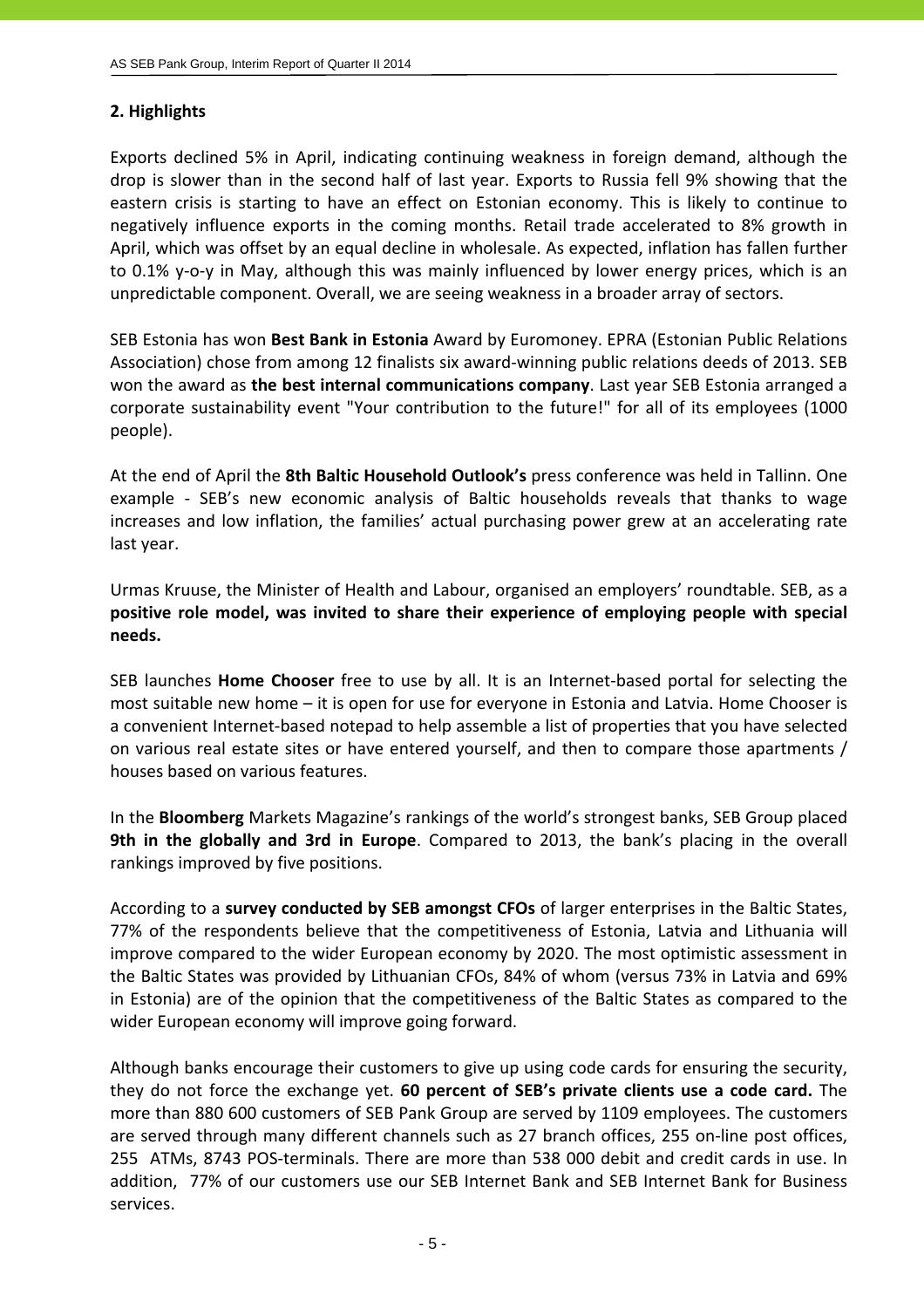## 2. Highlights

Exports declined 5% in April, indicating continuing weakness in foreign demand, although the drop is slower than in the second half of last year. Exports to Russia fell 9% showing that the eastern crisis is starting to have an effect on Estonian economy. This is likely to continue to negatively influence exports in the coming months. Retail trade accelerated to 8% growth in April, which was offset by an equal decline in wholesale. As expected, inflation has fallen further to 0.1% y-o-y in May, although this was mainly influenced by lower energy prices, which is an unpredictable component. Overall, we are seeing weakness in a broader array of sectors.

SEB Estonia has won **Best Bank in Estonia** Award by Euromoney. EPRA (Estonian Public Relations Association) chose from among 12 finalists six award-winning public relations deeds of 2013. SEB won the award as **the best internal communications company**. Last year SEB Estonia arranged a corporate sustainability event "Your contribution to the future!" for all of its employees (1000 people).

At the end of April the **8th Baltic Household Outlook's** press conference was held in Tallinn. One example - SEB's new economic analysis of Baltic households reveals that thanks to wage increases and low inflation, the families' actual purchasing power grew at an accelerating rate last year.

Urmas Kruuse, the Minister of Health and Labour, organised an employers' roundtable. SEB, as a **positive role model, was invited to share their experience of employing people with special needs.**

SEB launches **Home Chooser** free to use by all. It is an Internet-based portal for selecting the most suitable new home – it is open for use for everyone in Estonia and Latvia. Home Chooser is a convenient Internet-based notepad to help assemble a list of properties that you have selected on various real estate sites or have entered yourself, and then to compare those apartments / houses based on various features.

In the **Bloomberg** Markets Magazine's rankings of the world's strongest banks, SEB Group placed **9th in the globally and 3rd in Europe**. Compared to 2013, the bank's placing in the overall rankings improved by five positions.

According to a **survey conducted by SEB amongst CFOs** of larger enterprises in the Baltic States, 77% of the respondents believe that the competitiveness of Estonia, Latvia and Lithuania will improve compared to the wider European economy by 2020. The most optimistic assessment in the Baltic States was provided by Lithuanian CFOs, 84% of whom (versus 73% in Latvia and 69% in Estonia) are of the opinion that the competitiveness of the Baltic States as compared to the wider European economy will improve going forward.

Although banks encourage their customers to give up using code cards for ensuring the security, they do not force the exchange yet. **60 percent of SEB's private clients use a code card.** The more than 880 600 customers of SEB Pank Group are served by 1109 employees. The customers are served through many different channels such as 27 branch offices, 255 on-line post offices, 255 ATMs, 8743 POS-terminals. There are more than 538 000 debit and credit cards in use. In addition, 77% of our customers use our SEB Internet Bank and SEB Internet Bank for Business services.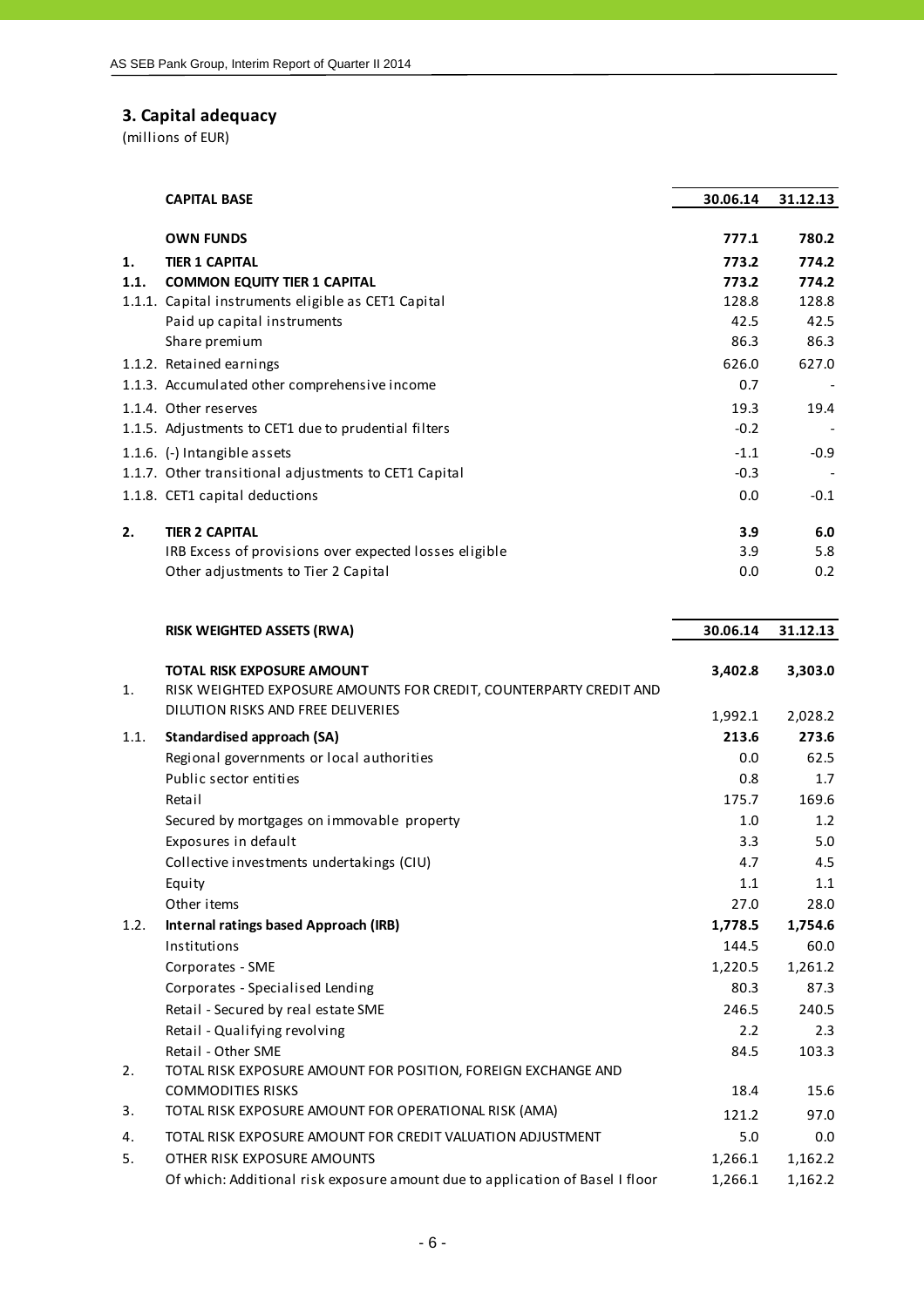## 3. Capital adequacy

(millions of EUR)

| | CAPITAL BASE | 30.06.14 | 31.12.13 |
|---|---|---|---|
| | **OWN FUNDS** | **777.1** | **780.2** |
| **1.** | **TIER 1 CAPITAL** | **773.2** | **774.2** |
| **1.1.** | **COMMON EQUITY TIER 1 CAPITAL** | **773.2** | **774.2** |
| 1.1.1. | Capital instruments eligible as CET1 Capital | 128.8 | 128.8 |
| | Paid up capital instruments | 42.5 | 42.5 |
| | Share premium | 86.3 | 86.3 |
| 1.1.2. | Retained earnings | 626.0 | 627.0 |
| 1.1.3. | Accumulated other comprehensive income | 0.7 | - |
| 1.1.4. | Other reserves | 19.3 | 19.4 |
| 1.1.5. | Adjustments to CET1 due to prudential filters | -0.2 | - |
| 1.1.6. | (-) Intangible assets | -1.1 | -0.9 |
| 1.1.7. | Other transitional adjustments to CET1 Capital | -0.3 | - |
| 1.1.8. | CET1 capital deductions | 0.0 | -0.1 |
| **2.** | **TIER 2 CAPITAL** | **3.9** | **6.0** |
| | IRB Excess of provisions over expected losses eligible | 3.9 | 5.8 |
| | Other adjustments to Tier 2 Capital | 0.0 | 0.2 |

| | RISK WEIGHTED ASSETS (RWA) | 30.06.14 | 31.12.13 |
|---|---|---|---|
| | **TOTAL RISK EXPOSURE AMOUNT** | **3,402.8** | **3,303.0** |
| 1. | RISK WEIGHTED EXPOSURE AMOUNTS FOR CREDIT, COUNTERPARTY CREDIT AND DILUTION RISKS AND FREE DELIVERIES | 1,992.1 | 2,028.2 |
| 1.1. | **Standardised approach (SA)** | **213.6** | **273.6** |
| | Regional governments or local authorities | 0.0 | 62.5 |
| | Public sector entities | 0.8 | 1.7 |
| | Retail | 175.7 | 169.6 |
| | Secured by mortgages on immovable property | 1.0 | 1.2 |
| | Exposures in default | 3.3 | 5.0 |
| | Collective investments undertakings (CIU) | 4.7 | 4.5 |
| | Equity | 1.1 | 1.1 |
| | Other items | 27.0 | 28.0 |
| 1.2. | **Internal ratings based Approach (IRB)** | **1,778.5** | **1,754.6** |
| | Institutions | 144.5 | 60.0 |
| | Corporates - SME | 1,220.5 | 1,261.2 |
| | Corporates - Specialised Lending | 80.3 | 87.3 |
| | Retail - Secured by real estate SME | 246.5 | 240.5 |
| | Retail - Qualifying revolving | 2.2 | 2.3 |
| | Retail - Other SME | 84.5 | 103.3 |
| 2. | TOTAL RISK EXPOSURE AMOUNT FOR POSITION, FOREIGN EXCHANGE AND COMMODITIES RISKS | 18.4 | 15.6 |
| 3. | TOTAL RISK EXPOSURE AMOUNT FOR OPERATIONAL RISK (AMA) | 121.2 | 97.0 |
| 4. | TOTAL RISK EXPOSURE AMOUNT FOR CREDIT VALUATION ADJUSTMENT | 5.0 | 0.0 |
| 5. | OTHER RISK EXPOSURE AMOUNTS | 1,266.1 | 1,162.2 |
| | Of which: Additional risk exposure amount due to application of Basel I floor | 1,266.1 | 1,162.2 |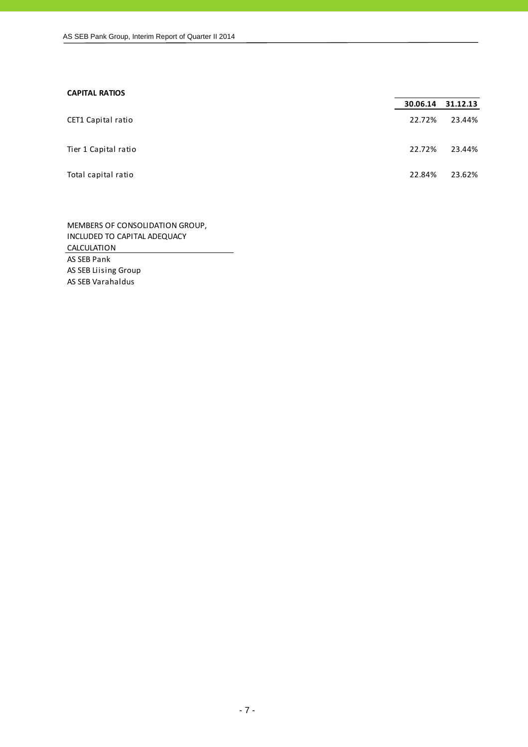**CAPITAL RATIOS**

| | 30.06.14 | 31.12.13 |
|---|---|---|
| CET1 Capital ratio | 22.72% | 23.44% |
| Tier 1 Capital ratio | 22.72% | 23.44% |
| Total capital ratio | 22.84% | 23.62% |

| MEMBERS OF CONSOLIDATION GROUP, INCLUDED TO CAPITAL ADEQUACY CALCULATION |
|---|
| AS SEB Pank |
| AS SEB Liising Group |
| AS SEB Varahaldus |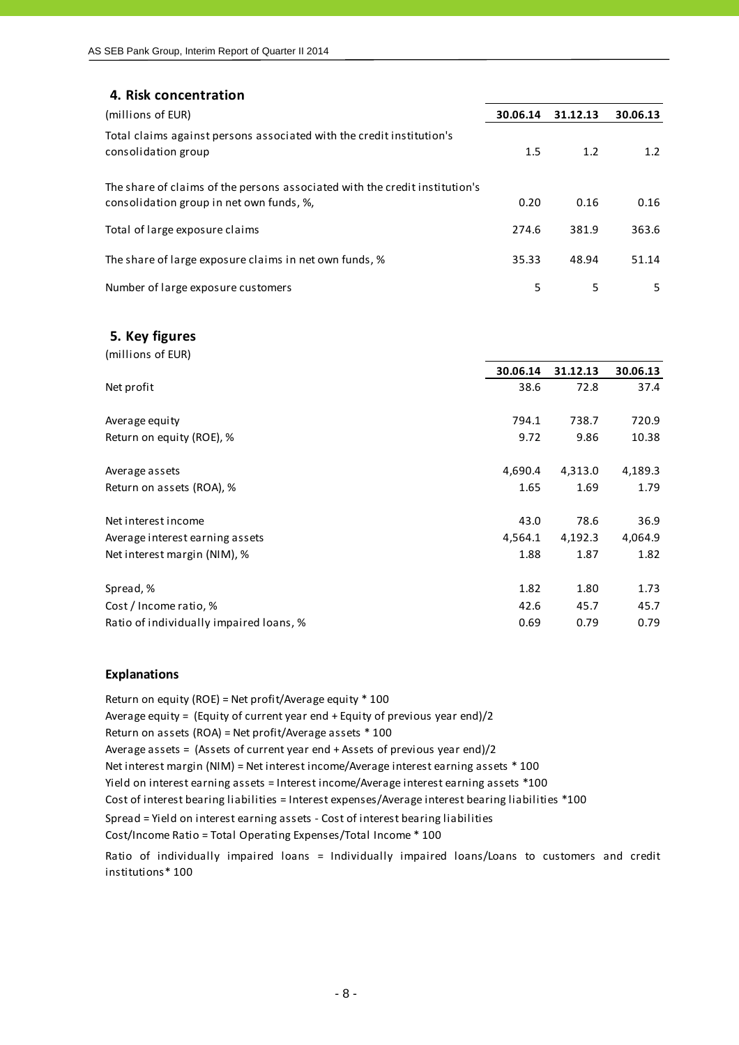## 4. Risk concentration

| (millions of EUR) | 30.06.14 | 31.12.13 | 30.06.13 |
|---|---|---|---|
| Total claims against persons associated with the credit institution's consolidation group | 1.5 | 1.2 | 1.2 |
| The share of claims of the persons associated with the credit institution's consolidation group in net own funds, %, | 0.20 | 0.16 | 0.16 |
| Total of large exposure claims | 274.6 | 381.9 | 363.6 |
| The share of large exposure claims in net own funds, % | 35.33 | 48.94 | 51.14 |
| Number of large exposure customers | 5 | 5 | 5 |

## 5. Key figures

(millions of EUR)

| | 30.06.14 | 31.12.13 | 30.06.13 |
|---|---|---|---|
| Net profit | 38.6 | 72.8 | 37.4 |
| Average equity | 794.1 | 738.7 | 720.9 |
| Return on equity (ROE), % | 9.72 | 9.86 | 10.38 |
| Average assets | 4,690.4 | 4,313.0 | 4,189.3 |
| Return on assets (ROA), % | 1.65 | 1.69 | 1.79 |
| Net interest income | 43.0 | 78.6 | 36.9 |
| Average interest earning assets | 4,564.1 | 4,192.3 | 4,064.9 |
| Net interest margin (NIM), % | 1.88 | 1.87 | 1.82 |
| Spread, % | 1.82 | 1.80 | 1.73 |
| Cost / Income ratio, % | 42.6 | 45.7 | 45.7 |
| Ratio of individually impaired loans, % | 0.69 | 0.79 | 0.79 |

### Explanations

Return on equity (ROE) = Net profit/Average equity * 100
Average equity = (Equity of current year end + Equity of previous year end)/2
Return on assets (ROA) = Net profit/Average assets * 100
Average assets = (Assets of current year end + Assets of previous year end)/2
Net interest margin (NIM) = Net interest income/Average interest earning assets * 100
Yield on interest earning assets = Interest income/Average interest earning assets *100
Cost of interest bearing liabilities = Interest expenses/Average interest bearing liabilities *100
Spread = Yield on interest earning assets - Cost of interest bearing liabilities
Cost/Income Ratio = Total Operating Expenses/Total Income * 100
Ratio of individually impaired loans = Individually impaired loans/Loans to customers and credit institutions* 100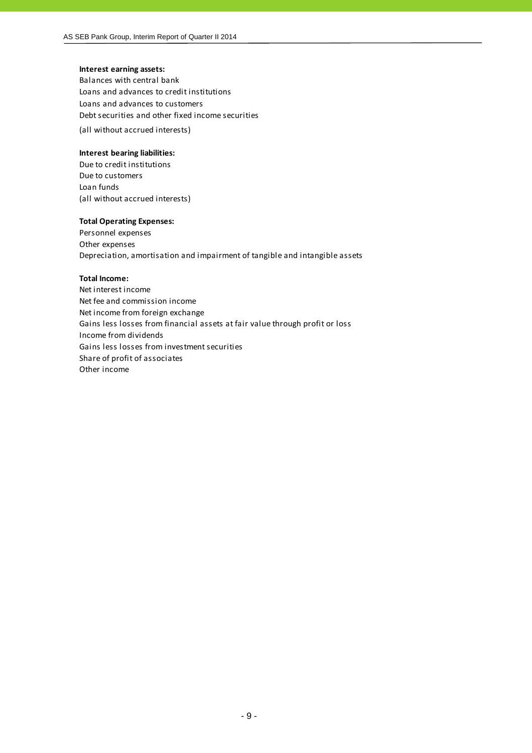**Interest earning assets:**
Balances with central bank
Loans and advances to credit institutions
Loans and advances to customers
Debt securities and other fixed income securities
(all without accrued interests)

**Interest bearing liabilities:**
Due to credit institutions
Due to customers
Loan funds
(all without accrued interests)

**Total Operating Expenses:**
Personnel expenses
Other expenses
Depreciation, amortisation and impairment of tangible and intangible assets

**Total Income:**
Net interest income
Net fee and commission income
Net income from foreign exchange
Gains less losses from financial assets at fair value through profit or loss
Income from dividends
Gains less losses from investment securities
Share of profit of associates
Other income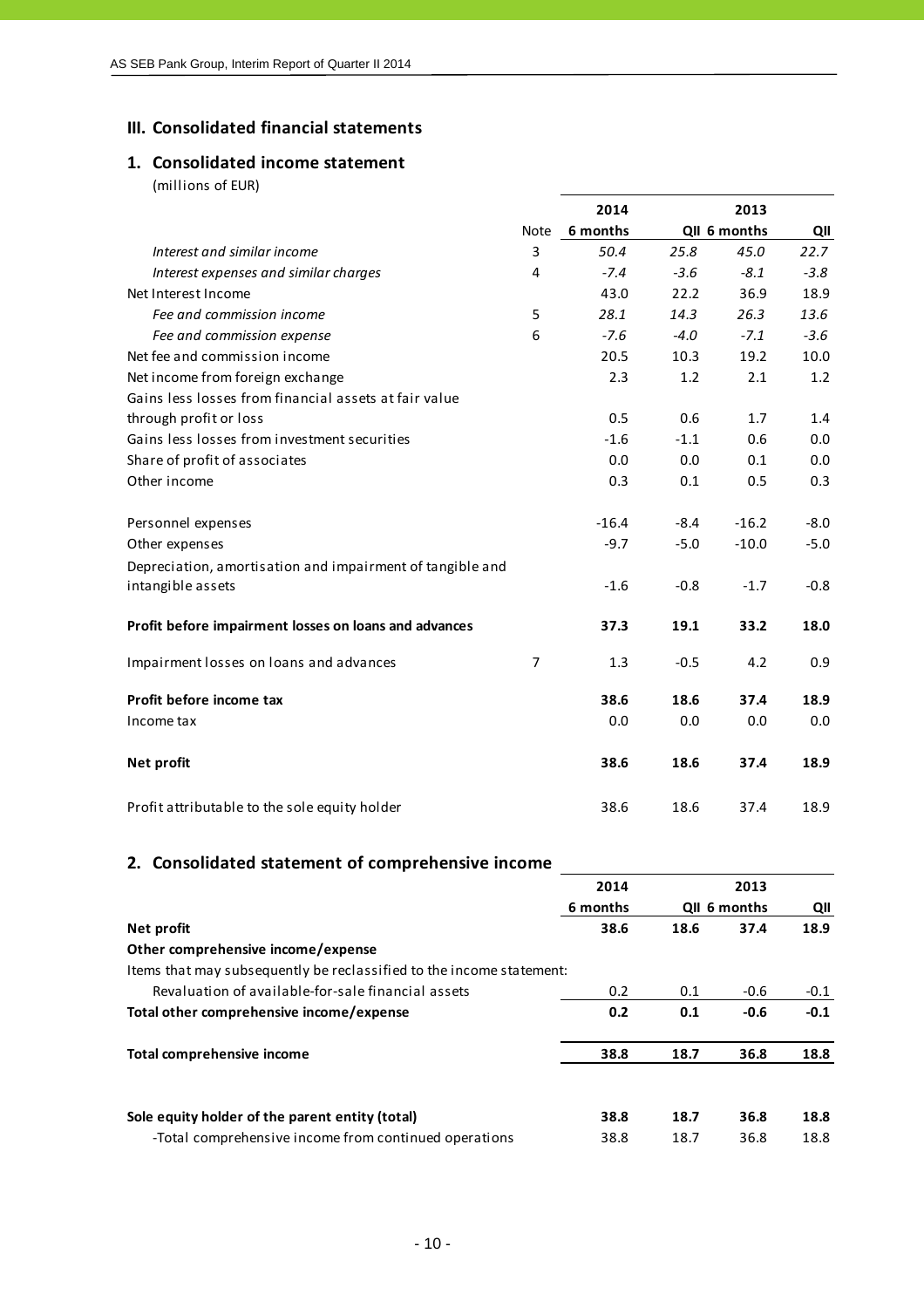## III. Consolidated financial statements

### 1. Consolidated income statement

(millions of EUR)

| | Note | 2014 6 months | 2014 QII | 2013 6 months | 2013 QII |
|---|---|---|---|---|---|
| *Interest and similar income* | 3 | *50.4* | *25.8* | *45.0* | *22.7* |
| *Interest expenses and similar charges* | 4 | *-7.4* | *-3.6* | *-8.1* | *-3.8* |
| Net Interest Income | | 43.0 | 22.2 | 36.9 | 18.9 |
| *Fee and commission income* | 5 | *28.1* | *14.3* | *26.3* | *13.6* |
| *Fee and commission expense* | 6 | *-7.6* | *-4.0* | *-7.1* | *-3.6* |
| Net fee and commission income | | 20.5 | 10.3 | 19.2 | 10.0 |
| Net income from foreign exchange | | 2.3 | 1.2 | 2.1 | 1.2 |
| Gains less losses from financial assets at fair value through profit or loss | | 0.5 | 0.6 | 1.7 | 1.4 |
| Gains less losses from investment securities | | -1.6 | -1.1 | 0.6 | 0.0 |
| Share of profit of associates | | 0.0 | 0.0 | 0.1 | 0.0 |
| Other income | | 0.3 | 0.1 | 0.5 | 0.3 |
| Personnel expenses | | -16.4 | -8.4 | -16.2 | -8.0 |
| Other expenses | | -9.7 | -5.0 | -10.0 | -5.0 |
| Depreciation, amortisation and impairment of tangible and intangible assets | | -1.6 | -0.8 | -1.7 | -0.8 |
| **Profit before impairment losses on loans and advances** | | **37.3** | **19.1** | **33.2** | **18.0** |
| Impairment losses on loans and advances | 7 | 1.3 | -0.5 | 4.2 | 0.9 |
| **Profit before income tax** | | **38.6** | **18.6** | **37.4** | **18.9** |
| Income tax | | 0.0 | 0.0 | 0.0 | 0.0 |
| **Net profit** | | **38.6** | **18.6** | **37.4** | **18.9** |
| Profit attributable to the sole equity holder | | 38.6 | 18.6 | 37.4 | 18.9 |

### 2. Consolidated statement of comprehensive income

| | 2014 6 months | 2014 QII | 2013 6 months | 2013 QII |
|---|---|---|---|---|
| **Net profit** | **38.6** | **18.6** | **37.4** | **18.9** |
| **Other comprehensive income/expense** | | | | |
| Items that may subsequently be reclassified to the income statement: | | | | |
| Revaluation of available-for-sale financial assets | 0.2 | 0.1 | -0.6 | -0.1 |
| **Total other comprehensive income/expense** | **0.2** | **0.1** | **-0.6** | **-0.1** |
| **Total comprehensive income** | **38.8** | **18.7** | **36.8** | **18.8** |
| **Sole equity holder of the parent entity (total)** | **38.8** | **18.7** | **36.8** | **18.8** |
| -Total comprehensive income from continued operations | 38.8 | 18.7 | 36.8 | 18.8 |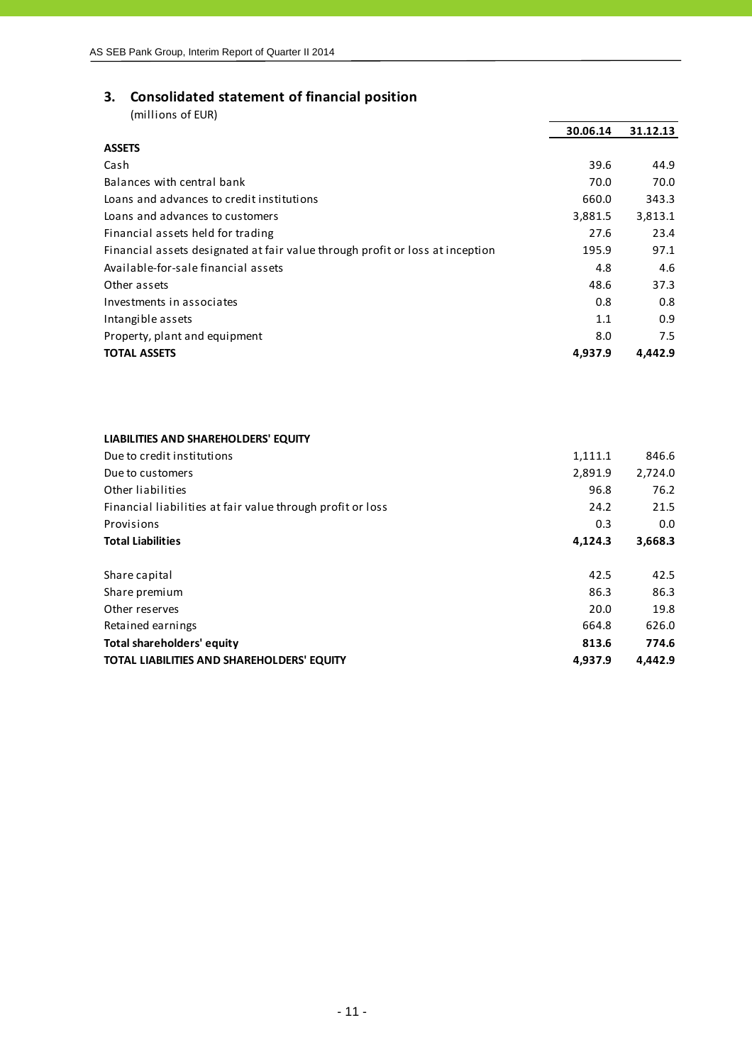## 3. Consolidated statement of financial position

(millions of EUR)

| | 30.06.14 | 31.12.13 |
|---|---|---|
| **ASSETS** | | |
| Cash | 39.6 | 44.9 |
| Balances with central bank | 70.0 | 70.0 |
| Loans and advances to credit institutions | 660.0 | 343.3 |
| Loans and advances to customers | 3,881.5 | 3,813.1 |
| Financial assets held for trading | 27.6 | 23.4 |
| Financial assets designated at fair value through profit or loss at inception | 195.9 | 97.1 |
| Available-for-sale financial assets | 4.8 | 4.6 |
| Other assets | 48.6 | 37.3 |
| Investments in associates | 0.8 | 0.8 |
| Intangible assets | 1.1 | 0.9 |
| Property, plant and equipment | 8.0 | 7.5 |
| **TOTAL ASSETS** | **4,937.9** | **4,442.9** |
| | | |
| **LIABILITIES AND SHAREHOLDERS' EQUITY** | | |
| Due to credit institutions | 1,111.1 | 846.6 |
| Due to customers | 2,891.9 | 2,724.0 |
| Other liabilities | 96.8 | 76.2 |
| Financial liabilities at fair value through profit or loss | 24.2 | 21.5 |
| Provisions | 0.3 | 0.0 |
| **Total Liabilities** | **4,124.3** | **3,668.3** |
| | | |
| Share capital | 42.5 | 42.5 |
| Share premium | 86.3 | 86.3 |
| Other reserves | 20.0 | 19.8 |
| Retained earnings | 664.8 | 626.0 |
| **Total shareholders' equity** | **813.6** | **774.6** |
| **TOTAL LIABILITIES AND SHAREHOLDERS' EQUITY** | **4,937.9** | **4,442.9** |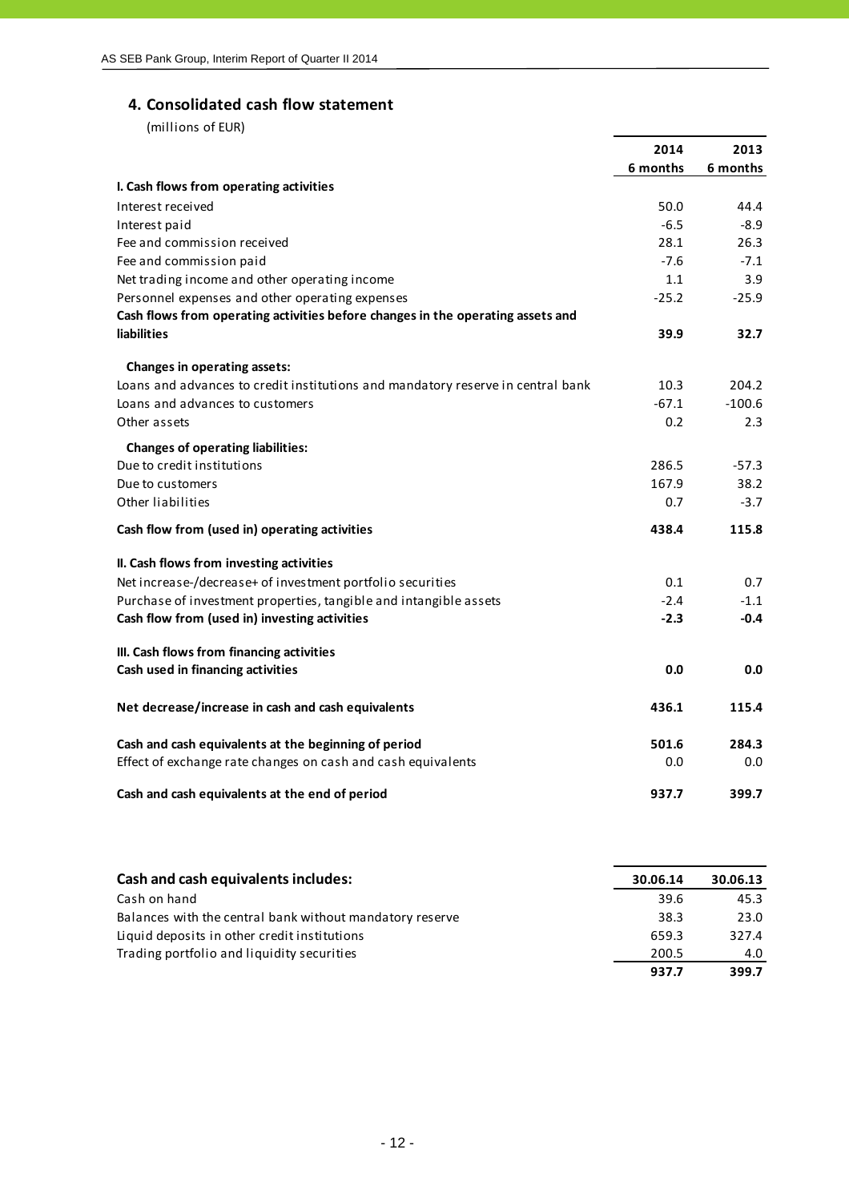## 4. Consolidated cash flow statement

(millions of EUR)

| | 2014 6 months | 2013 6 months |
|---|---|---|
| **I. Cash flows from operating activities** | | |
| Interest received | 50.0 | 44.4 |
| Interest paid | -6.5 | -8.9 |
| Fee and commission received | 28.1 | 26.3 |
| Fee and commission paid | -7.6 | -7.1 |
| Net trading income and other operating income | 1.1 | 3.9 |
| Personnel expenses and other operating expenses | -25.2 | -25.9 |
| **Cash flows from operating activities before changes in the operating assets and liabilities** | **39.9** | **32.7** |
| **Changes in operating assets:** | | |
| Loans and advances to credit institutions and mandatory reserve in central bank | 10.3 | 204.2 |
| Loans and advances to customers | -67.1 | -100.6 |
| Other assets | 0.2 | 2.3 |
| **Changes of operating liabilities:** | | |
| Due to credit institutions | 286.5 | -57.3 |
| Due to customers | 167.9 | 38.2 |
| Other liabilities | 0.7 | -3.7 |
| **Cash flow from (used in) operating activities** | **438.4** | **115.8** |
| **II. Cash flows from investing activities** | | |
| Net increase-/decrease+ of investment portfolio securities | 0.1 | 0.7 |
| Purchase of investment properties, tangible and intangible assets | -2.4 | -1.1 |
| **Cash flow from (used in) investing activities** | **-2.3** | **-0.4** |
| **III. Cash flows from financing activities** | | |
| **Cash used in financing activities** | **0.0** | **0.0** |
| **Net decrease/increase in cash and cash equivalents** | **436.1** | **115.4** |
| **Cash and cash equivalents at the beginning of period** | **501.6** | **284.3** |
| Effect of exchange rate changes on cash and cash equivalents | 0.0 | 0.0 |
| **Cash and cash equivalents at the end of period** | **937.7** | **399.7** |

| **Cash and cash equivalents includes:** | 30.06.14 | 30.06.13 |
|---|---|---|
| Cash on hand | 39.6 | 45.3 |
| Balances with the central bank without mandatory reserve | 38.3 | 23.0 |
| Liquid deposits in other credit institutions | 659.3 | 327.4 |
| Trading portfolio and liquidity securities | 200.5 | 4.0 |
| | **937.7** | **399.7** |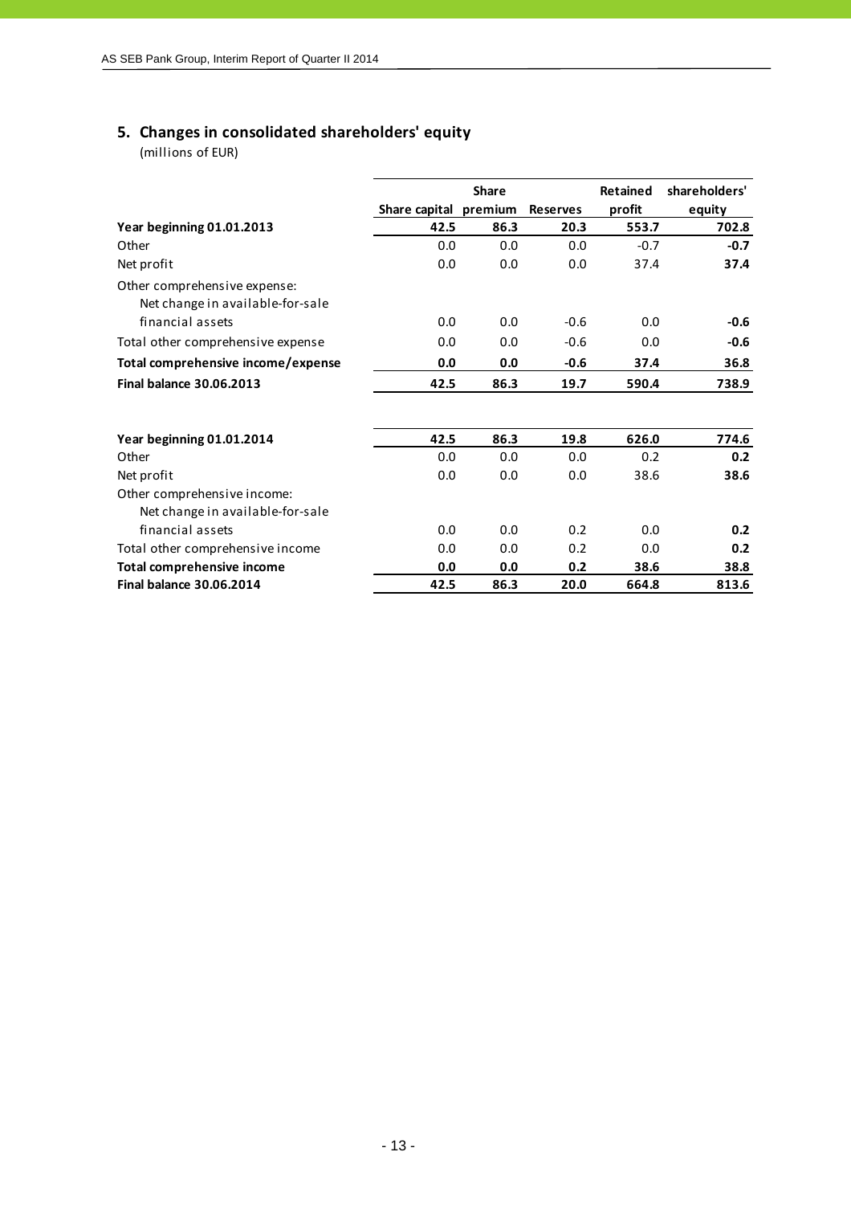## 5. Changes in consolidated shareholders' equity

(millions of EUR)

| | Share capital | Share premium | Reserves | Retained profit | shareholders' equity |
|---|---|---|---|---|---|
| **Year beginning 01.01.2013** | **42.5** | **86.3** | **20.3** | **553.7** | **702.8** |
| Other | 0.0 | 0.0 | 0.0 | -0.7 | **-0.7** |
| Net profit | 0.0 | 0.0 | 0.0 | 37.4 | **37.4** |
| Other comprehensive expense: Net change in available-for-sale financial assets | 0.0 | 0.0 | -0.6 | 0.0 | **-0.6** |
| Total other comprehensive expense | 0.0 | 0.0 | -0.6 | 0.0 | **-0.6** |
| **Total comprehensive income/expense** | **0.0** | **0.0** | **-0.6** | **37.4** | **36.8** |
| **Final balance 30.06.2013** | **42.5** | **86.3** | **19.7** | **590.4** | **738.9** |
| | | | | | |
| **Year beginning 01.01.2014** | **42.5** | **86.3** | **19.8** | **626.0** | **774.6** |
| Other | 0.0 | 0.0 | 0.0 | 0.2 | **0.2** |
| Net profit | 0.0 | 0.0 | 0.0 | 38.6 | **38.6** |
| Other comprehensive income: Net change in available-for-sale financial assets | 0.0 | 0.0 | 0.2 | 0.0 | **0.2** |
| Total other comprehensive income | 0.0 | 0.0 | 0.2 | 0.0 | **0.2** |
| **Total comprehensive income** | **0.0** | **0.0** | **0.2** | **38.6** | **38.8** |
| **Final balance 30.06.2014** | **42.5** | **86.3** | **20.0** | **664.8** | **813.6** |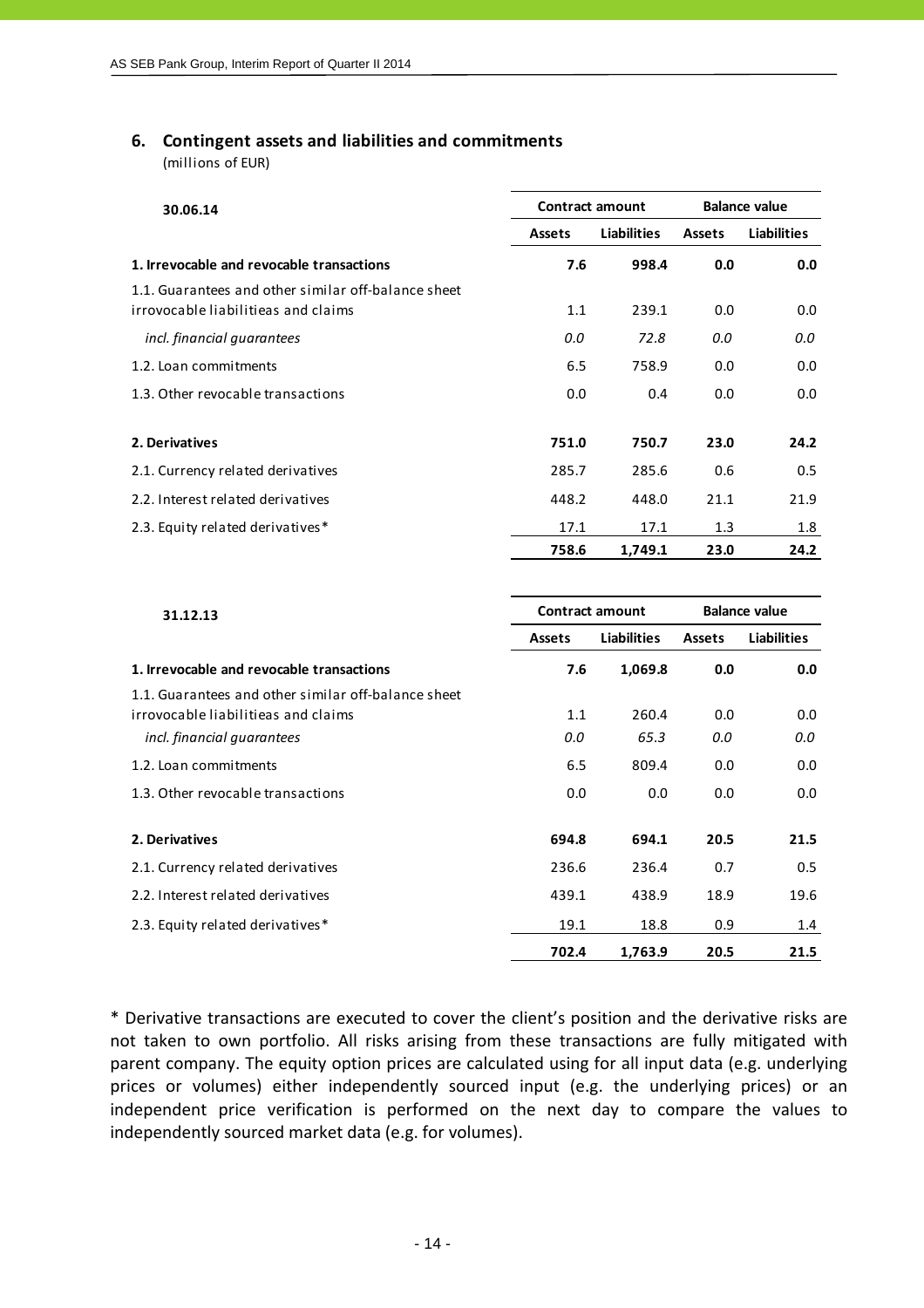## 6. Contingent assets and liabilities and commitments

(millions of EUR)

| 30.06.14 | Contract amount | | Balance value | |
|---|---|---|---|---|
| | Assets | Liabilities | Assets | Liabilities |
| **1. Irrevocable and revocable transactions** | **7.6** | **998.4** | **0.0** | **0.0** |
| 1.1. Guarantees and other similar off-balance sheet irrovocable liabilitieas and claims | 1.1 | 239.1 | 0.0 | 0.0 |
| *incl. financial guarantees* | *0.0* | *72.8* | *0.0* | *0.0* |
| 1.2. Loan commitments | 6.5 | 758.9 | 0.0 | 0.0 |
| 1.3. Other revocable transactions | 0.0 | 0.4 | 0.0 | 0.0 |
| **2. Derivatives** | **751.0** | **750.7** | **23.0** | **24.2** |
| 2.1. Currency related derivatives | 285.7 | 285.6 | 0.6 | 0.5 |
| 2.2. Interest related derivatives | 448.2 | 448.0 | 21.1 | 21.9 |
| 2.3. Equity related derivatives* | 17.1 | 17.1 | 1.3 | 1.8 |
| | **758.6** | **1,749.1** | **23.0** | **24.2** |

| 31.12.13 | Contract amount | | Balance value | |
|---|---|---|---|---|
| | Assets | Liabilities | Assets | Liabilities |
| **1. Irrevocable and revocable transactions** | **7.6** | **1,069.8** | **0.0** | **0.0** |
| 1.1. Guarantees and other similar off-balance sheet irrovocable liabilitieas and claims | 1.1 | 260.4 | 0.0 | 0.0 |
| *incl. financial guarantees* | *0.0* | *65.3* | *0.0* | *0.0* |
| 1.2. Loan commitments | 6.5 | 809.4 | 0.0 | 0.0 |
| 1.3. Other revocable transactions | 0.0 | 0.0 | 0.0 | 0.0 |
| **2. Derivatives** | **694.8** | **694.1** | **20.5** | **21.5** |
| 2.1. Currency related derivatives | 236.6 | 236.4 | 0.7 | 0.5 |
| 2.2. Interest related derivatives | 439.1 | 438.9 | 18.9 | 19.6 |
| 2.3. Equity related derivatives* | 19.1 | 18.8 | 0.9 | 1.4 |
| | **702.4** | **1,763.9** | **20.5** | **21.5** |

* Derivative transactions are executed to cover the client's position and the derivative risks are not taken to own portfolio. All risks arising from these transactions are fully mitigated with parent company. The equity option prices are calculated using for all input data (e.g. underlying prices or volumes) either independently sourced input (e.g. the underlying prices) or an independent price verification is performed on the next day to compare the values to independently sourced market data (e.g. for volumes).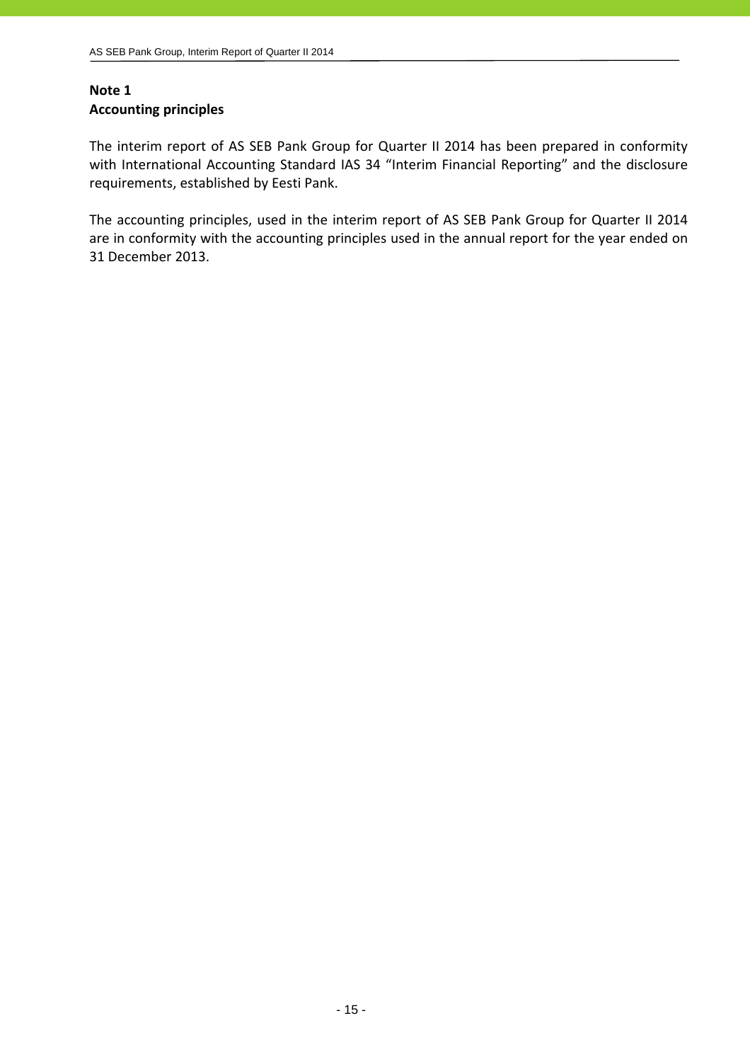## Note 1
## Accounting principles

The interim report of AS SEB Pank Group for Quarter II 2014 has been prepared in conformity with International Accounting Standard IAS 34 “Interim Financial Reporting” and the disclosure requirements, established by Eesti Pank.

The accounting principles, used in the interim report of AS SEB Pank Group for Quarter II 2014 are in conformity with the accounting principles used in the annual report for the year ended on 31 December 2013.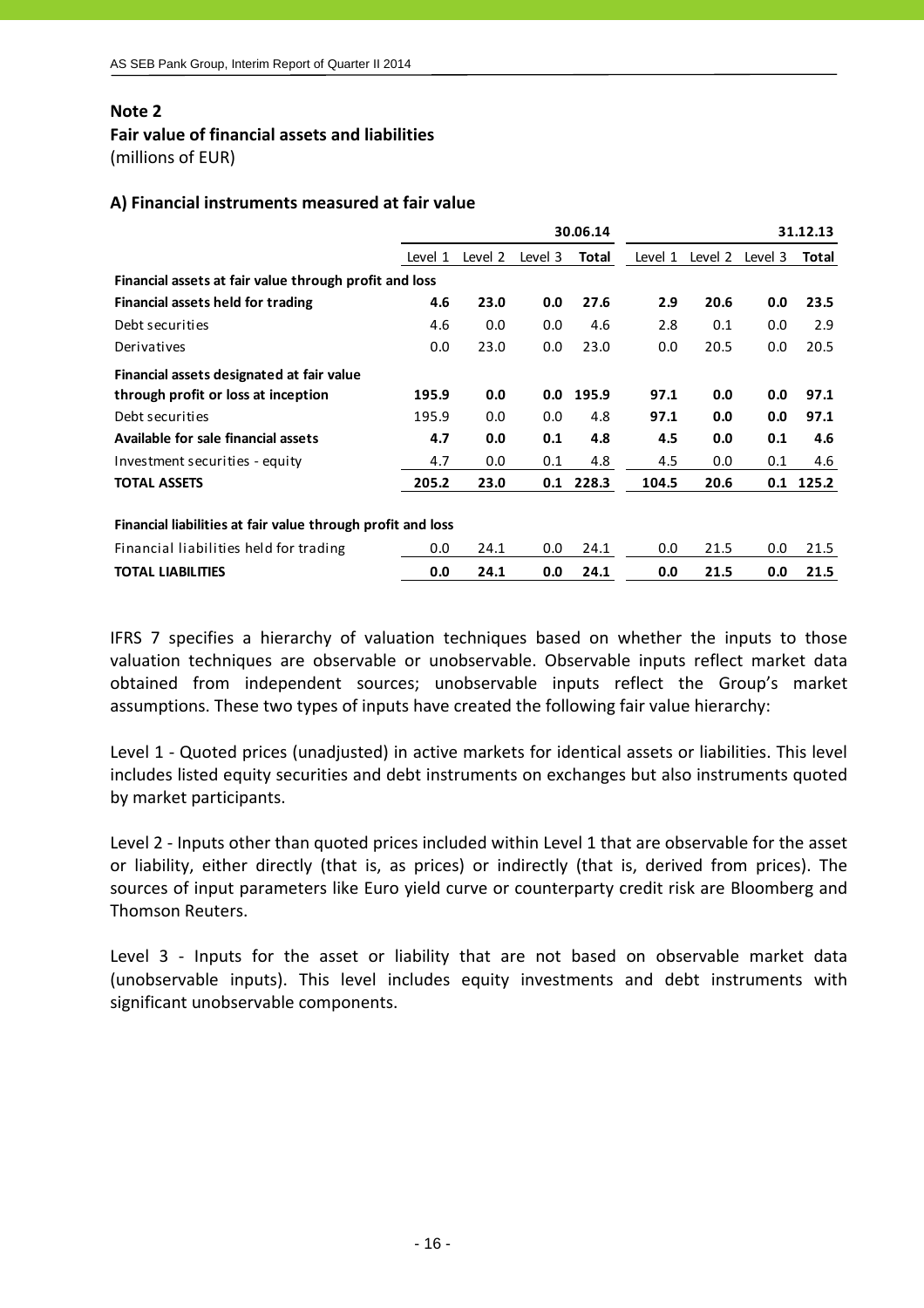## Note 2

### Fair value of financial assets and liabilities

(millions of EUR)

### A) Financial instruments measured at fair value

| | 30.06.14 | | | | 31.12.13 | | | |
|---|---|---|---|---|---|---|---|---|
| | Level 1 | Level 2 | Level 3 | Total | Level 1 | Level 2 | Level 3 | Total |
| **Financial assets at fair value through profit and loss** | | | | | | | | |
| **Financial assets held for trading** | **4.6** | **23.0** | **0.0** | **27.6** | **2.9** | **20.6** | **0.0** | **23.5** |
| Debt securities | 4.6 | 0.0 | 0.0 | 4.6 | 2.8 | 0.1 | 0.0 | 2.9 |
| Derivatives | 0.0 | 23.0 | 0.0 | 23.0 | 0.0 | 20.5 | 0.0 | 20.5 |
| **Financial assets designated at fair value through profit or loss at inception** | **195.9** | **0.0** | **0.0** | **195.9** | **97.1** | **0.0** | **0.0** | **97.1** |
| Debt securities | 195.9 | 0.0 | 0.0 | 4.8 | **97.1** | **0.0** | **0.0** | **97.1** |
| **Available for sale financial assets** | **4.7** | **0.0** | **0.1** | **4.8** | **4.5** | **0.0** | **0.1** | **4.6** |
| Investment securities - equity | 4.7 | 0.0 | 0.1 | 4.8 | 4.5 | 0.0 | 0.1 | 4.6 |
| **TOTAL ASSETS** | **205.2** | **23.0** | **0.1** | **228.3** | **104.5** | **20.6** | **0.1** | **125.2** |
| | | | | | | | | |
| **Financial liabilities at fair value through profit and loss** | | | | | | | | |
| Financial liabilities held for trading | 0.0 | 24.1 | 0.0 | 24.1 | 0.0 | 21.5 | 0.0 | 21.5 |
| **TOTAL LIABILITIES** | **0.0** | **24.1** | **0.0** | **24.1** | **0.0** | **21.5** | **0.0** | **21.5** |

IFRS 7 specifies a hierarchy of valuation techniques based on whether the inputs to those valuation techniques are observable or unobservable. Observable inputs reflect market data obtained from independent sources; unobservable inputs reflect the Group's market assumptions. These two types of inputs have created the following fair value hierarchy:

Level 1 - Quoted prices (unadjusted) in active markets for identical assets or liabilities. This level includes listed equity securities and debt instruments on exchanges but also instruments quoted by market participants.

Level 2 - Inputs other than quoted prices included within Level 1 that are observable for the asset or liability, either directly (that is, as prices) or indirectly (that is, derived from prices). The sources of input parameters like Euro yield curve or counterparty credit risk are Bloomberg and Thomson Reuters.

Level 3 - Inputs for the asset or liability that are not based on observable market data (unobservable inputs). This level includes equity investments and debt instruments with significant unobservable components.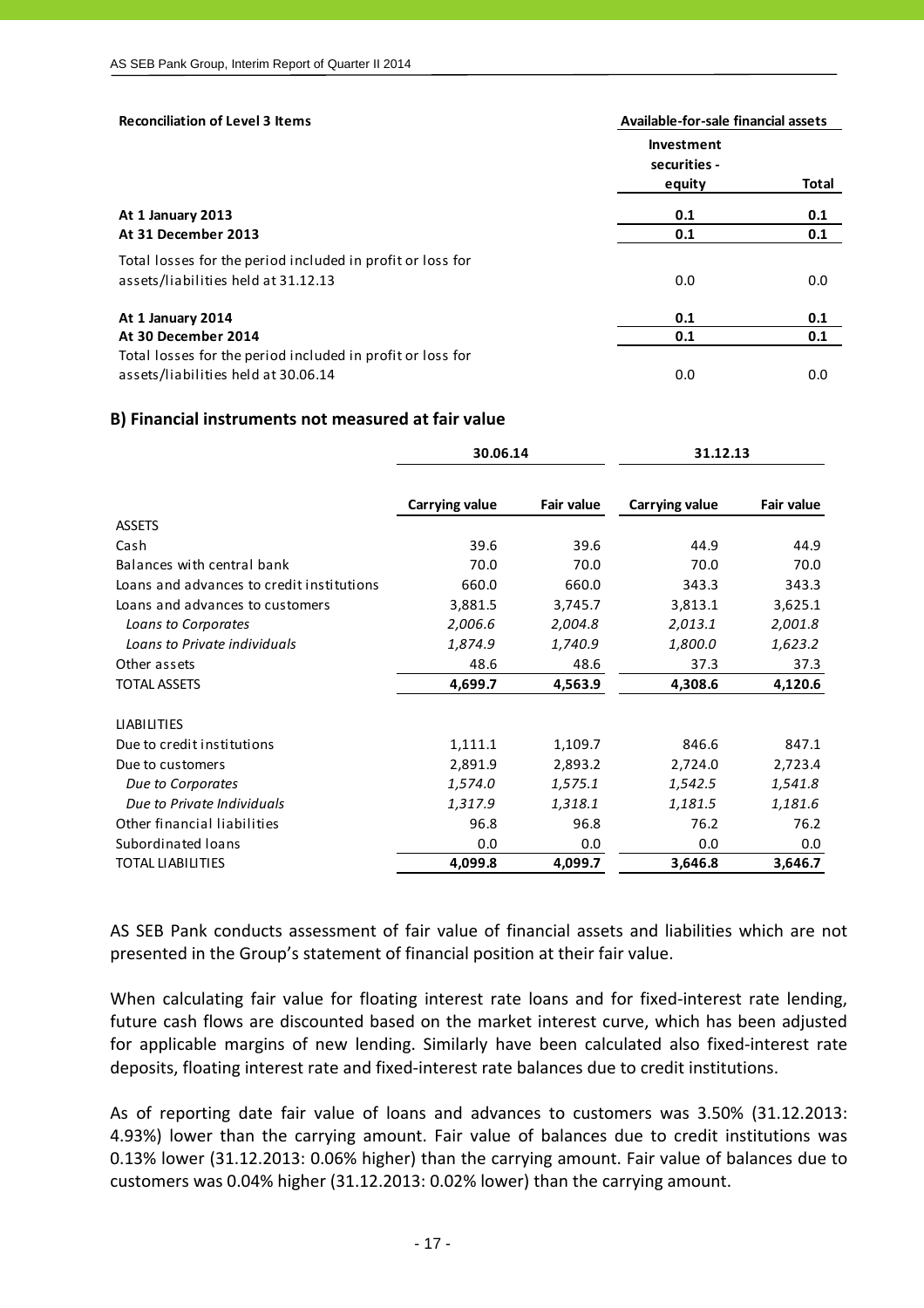| Reconciliation of Level 3 Items | Available-for-sale financial assets | |
|---|---|---|
| | Investment securities - equity | Total |
| **At 1 January 2013** | **0.1** | **0.1** |
| **At 31 December 2013** | **0.1** | **0.1** |
| Total losses for the period included in profit or loss for assets/liabilities held at 31.12.13 | 0.0 | 0.0 |
| **At 1 January 2014** | **0.1** | **0.1** |
| **At 30 December 2014** | **0.1** | **0.1** |
| Total losses for the period included in profit or loss for assets/liabilities held at 30.06.14 | 0.0 | 0.0 |

## B) Financial instruments not measured at fair value

| | 30.06.14 | | 31.12.13 | |
|---|---|---|---|---|
| | **Carrying value** | **Fair value** | **Carrying value** | **Fair value** |
| ASSETS | | | | |
| Cash | 39.6 | 39.6 | 44.9 | 44.9 |
| Balances with central bank | 70.0 | 70.0 | 70.0 | 70.0 |
| Loans and advances to credit institutions | 660.0 | 660.0 | 343.3 | 343.3 |
| Loans and advances to customers | 3,881.5 | 3,745.7 | 3,813.1 | 3,625.1 |
| *Loans to Corporates* | *2,006.6* | *2,004.8* | *2,013.1* | *2,001.8* |
| *Loans to Private individuals* | *1,874.9* | *1,740.9* | *1,800.0* | *1,623.2* |
| Other assets | 48.6 | 48.6 | 37.3 | 37.3 |
| TOTAL ASSETS | **4,699.7** | **4,563.9** | **4,308.6** | **4,120.6** |
| LIABILITIES | | | | |
| Due to credit institutions | 1,111.1 | 1,109.7 | 846.6 | 847.1 |
| Due to customers | 2,891.9 | 2,893.2 | 2,724.0 | 2,723.4 |
| *Due to Corporates* | *1,574.0* | *1,575.1* | *1,542.5* | *1,541.8* |
| *Due to Private Individuals* | *1,317.9* | *1,318.1* | *1,181.5* | *1,181.6* |
| Other financial liabilities | 96.8 | 96.8 | 76.2 | 76.2 |
| Subordinated loans | 0.0 | 0.0 | 0.0 | 0.0 |
| TOTAL LIABILITIES | **4,099.8** | **4,099.7** | **3,646.8** | **3,646.7** |

AS SEB Pank conducts assessment of fair value of financial assets and liabilities which are not presented in the Group's statement of financial position at their fair value.

When calculating fair value for floating interest rate loans and for fixed-interest rate lending, future cash flows are discounted based on the market interest curve, which has been adjusted for applicable margins of new lending. Similarly have been calculated also fixed-interest rate deposits, floating interest rate and fixed-interest rate balances due to credit institutions.

As of reporting date fair value of loans and advances to customers was 3.50% (31.12.2013: 4.93%) lower than the carrying amount. Fair value of balances due to credit institutions was 0.13% lower (31.12.2013: 0.06% higher) than the carrying amount. Fair value of balances due to customers was 0.04% higher (31.12.2013: 0.02% lower) than the carrying amount.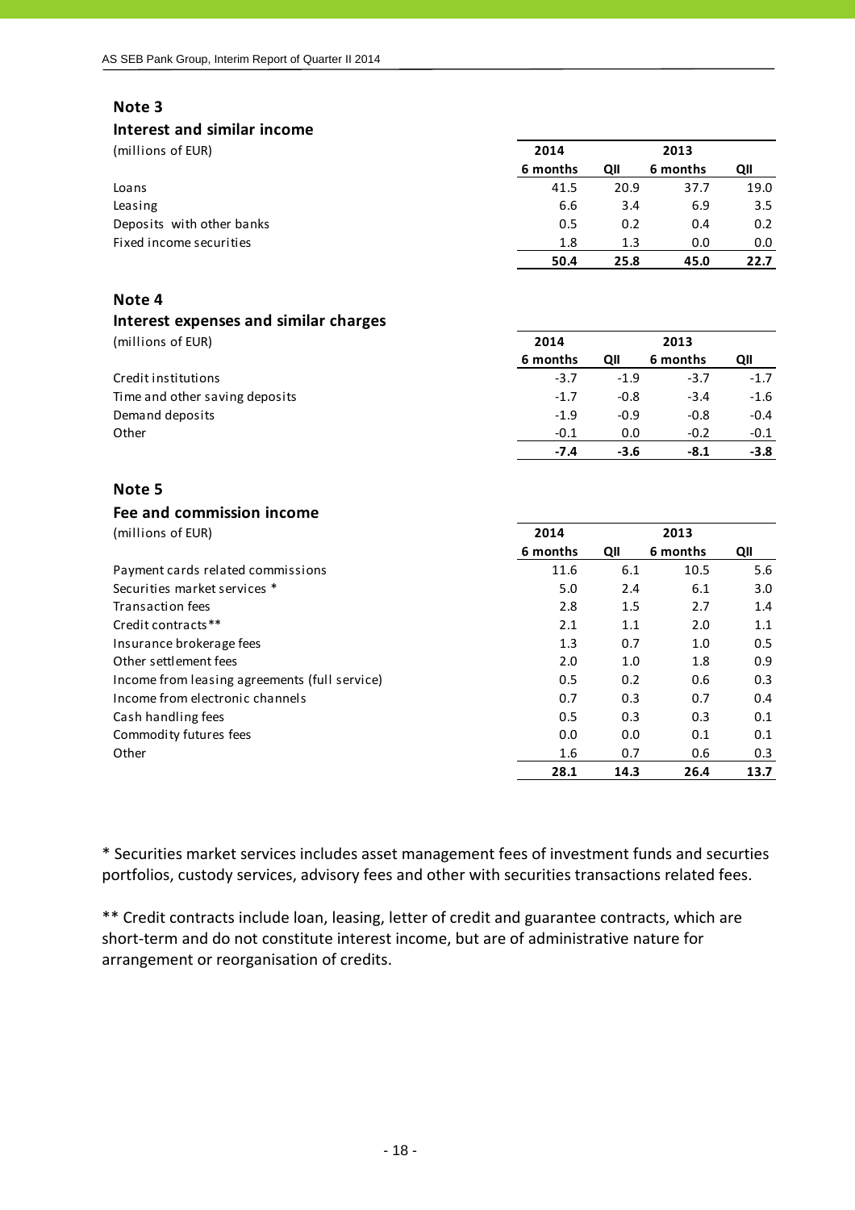## Note 3

### Interest and similar income

| (millions of EUR) | 2014 | | 2013 | |
|---|---|---|---|---|
| | 6 months | QII | 6 months | QII |
| Loans | 41.5 | 20.9 | 37.7 | 19.0 |
| Leasing | 6.6 | 3.4 | 6.9 | 3.5 |
| Deposits with other banks | 0.5 | 0.2 | 0.4 | 0.2 |
| Fixed income securities | 1.8 | 1.3 | 0.0 | 0.0 |
| | **50.4** | **25.8** | **45.0** | **22.7** |

## Note 4

### Interest expenses and similar charges

| (millions of EUR) | 2014 | | 2013 | |
|---|---|---|---|---|
| | 6 months | QII | 6 months | QII |
| Credit institutions | -3.7 | -1.9 | -3.7 | -1.7 |
| Time and other saving deposits | -1.7 | -0.8 | -3.4 | -1.6 |
| Demand deposits | -1.9 | -0.9 | -0.8 | -0.4 |
| Other | -0.1 | 0.0 | -0.2 | -0.1 |
| | **-7.4** | **-3.6** | **-8.1** | **-3.8** |

## Note 5

### Fee and commission income

| (millions of EUR) | 2014 | | 2013 | |
|---|---|---|---|---|
| | 6 months | QII | 6 months | QII |
| Payment cards related commissions | 11.6 | 6.1 | 10.5 | 5.6 |
| Securities market services * | 5.0 | 2.4 | 6.1 | 3.0 |
| Transaction fees | 2.8 | 1.5 | 2.7 | 1.4 |
| Credit contracts** | 2.1 | 1.1 | 2.0 | 1.1 |
| Insurance brokerage fees | 1.3 | 0.7 | 1.0 | 0.5 |
| Other settlement fees | 2.0 | 1.0 | 1.8 | 0.9 |
| Income from leasing agreements (full service) | 0.5 | 0.2 | 0.6 | 0.3 |
| Income from electronic channels | 0.7 | 0.3 | 0.7 | 0.4 |
| Cash handling fees | 0.5 | 0.3 | 0.3 | 0.1 |
| Commodity futures fees | 0.0 | 0.0 | 0.1 | 0.1 |
| Other | 1.6 | 0.7 | 0.6 | 0.3 |
| | **28.1** | **14.3** | **26.4** | **13.7** |

* Securities market services includes asset management fees of investment funds and securties portfolios, custody services, advisory fees and other with securities transactions related fees.

** Credit contracts include loan, leasing, letter of credit and guarantee contracts, which are short-term and do not constitute interest income, but are of administrative nature for arrangement or reorganisation of credits.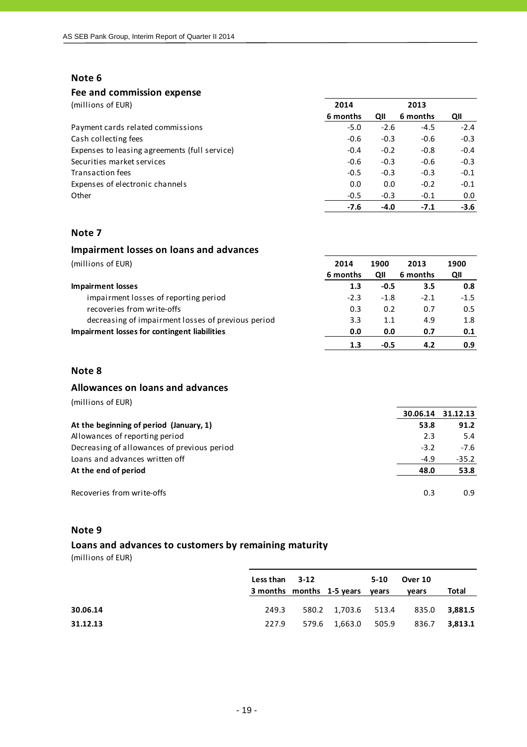## Note 6

### Fee and commission expense

| (millions of EUR) | 2014 | | 2013 | |
|---|---|---|---|---|
| | 6 months | QII | 6 months | QII |
| Payment cards related commissions | -5.0 | -2.6 | -4.5 | -2.4 |
| Cash collecting fees | -0.6 | -0.3 | -0.6 | -0.3 |
| Expenses to leasing agreements (full service) | -0.4 | -0.2 | -0.8 | -0.4 |
| Securities market services | -0.6 | -0.3 | -0.6 | -0.3 |
| Transaction fees | -0.5 | -0.3 | -0.3 | -0.1 |
| Expenses of electronic channels | 0.0 | 0.0 | -0.2 | -0.1 |
| Other | -0.5 | -0.3 | -0.1 | 0.0 |
| | **-7.6** | **-4.0** | **-7.1** | **-3.6** |

## Note 7

### Impairment losses on loans and advances

| (millions of EUR) | 2014 | 1900 | 2013 | 1900 |
|---|---|---|---|---|
| | 6 months | QII | 6 months | QII |
| **Impairment losses** | **1.3** | **-0.5** | **3.5** | **0.8** |
| impairment losses of reporting period | -2.3 | -1.8 | -2.1 | -1.5 |
| recoveries from write-offs | 0.3 | 0.2 | 0.7 | 0.5 |
| decreasing of impairment losses of previous period | 3.3 | 1.1 | 4.9 | 1.8 |
| **Impairment losses for contingent liabilities** | **0.0** | **0.0** | **0.7** | **0.1** |
| | **1.3** | **-0.5** | **4.2** | **0.9** |

## Note 8

### Allowances on loans and advances

(millions of EUR)

| | 30.06.14 | 31.12.13 |
|---|---|---|
| **At the beginning of period (January, 1)** | **53.8** | **91.2** |
| Allowances of reporting period | 2.3 | 5.4 |
| Decreasing of allowances of previous period | -3.2 | -7.6 |
| Loans and advances written off | -4.9 | -35.2 |
| **At the end of period** | **48.0** | **53.8** |
| | | |
| Recoveries from write-offs | 0.3 | 0.9 |

## Note 9

### Loans and advances to customers by remaining maturity

(millions of EUR)

| | Less than 3 months | 3-12 months | 1-5 years | 5-10 years | Over 10 years | Total |
|---|---|---|---|---|---|---|
| **30.06.14** | 249.3 | 580.2 | 1,703.6 | 513.4 | 835.0 | **3,881.5** |
| **31.12.13** | 227.9 | 579.6 | 1,663.0 | 505.9 | 836.7 | **3,813.1** |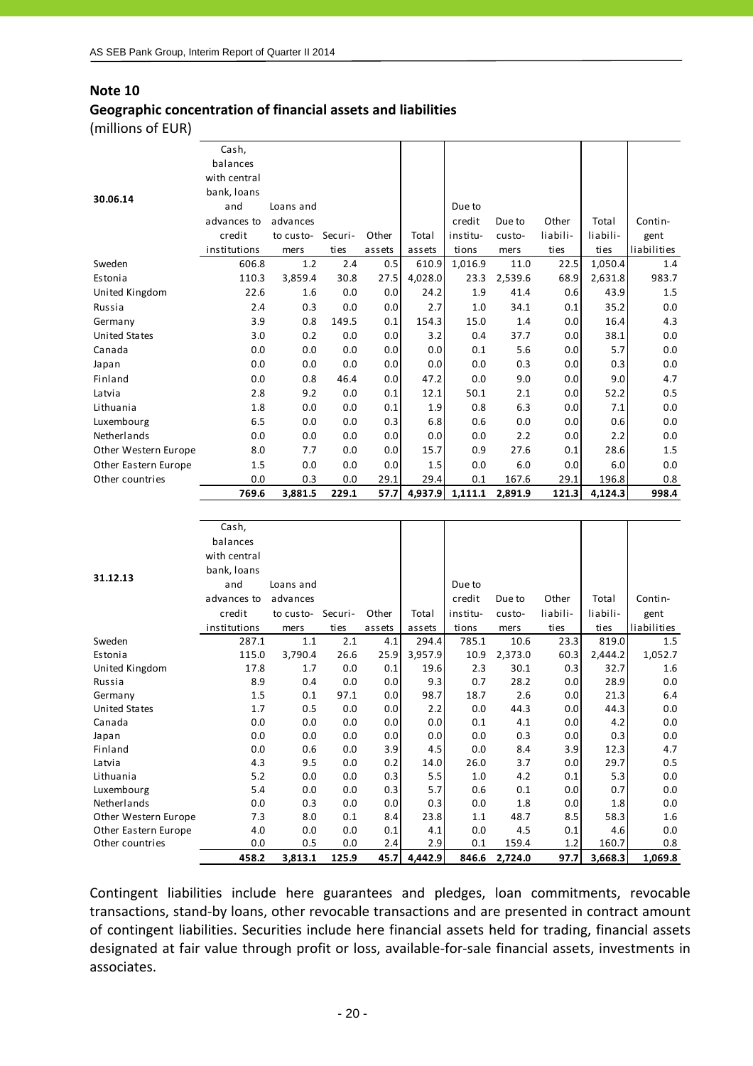## Note 10

### Geographic concentration of financial assets and liabilities

(millions of EUR)

| 30.06.14 | Cash, balances with central bank, loans and advances to credit institutions | Loans and advances to customers | Securities | Other assets | Total assets | Due to credit institutions | Due to customers | Other liabilities | Total liabilities | Contingent liabilities |
|---|---|---|---|---|---|---|---|---|---|---|
| Sweden | 606.8 | 1.2 | 2.4 | 0.5 | 610.9 | 1,016.9 | 11.0 | 22.5 | 1,050.4 | 1.4 |
| Estonia | 110.3 | 3,859.4 | 30.8 | 27.5 | 4,028.0 | 23.3 | 2,539.6 | 68.9 | 2,631.8 | 983.7 |
| United Kingdom | 22.6 | 1.6 | 0.0 | 0.0 | 24.2 | 1.9 | 41.4 | 0.6 | 43.9 | 1.5 |
| Russia | 2.4 | 0.3 | 0.0 | 0.0 | 2.7 | 1.0 | 34.1 | 0.1 | 35.2 | 0.0 |
| Germany | 3.9 | 0.8 | 149.5 | 0.1 | 154.3 | 15.0 | 1.4 | 0.0 | 16.4 | 4.3 |
| United States | 3.0 | 0.2 | 0.0 | 0.0 | 3.2 | 0.4 | 37.7 | 0.0 | 38.1 | 0.0 |
| Canada | 0.0 | 0.0 | 0.0 | 0.0 | 0.0 | 0.1 | 5.6 | 0.0 | 5.7 | 0.0 |
| Japan | 0.0 | 0.0 | 0.0 | 0.0 | 0.0 | 0.0 | 0.3 | 0.0 | 0.3 | 0.0 |
| Finland | 0.0 | 0.8 | 46.4 | 0.0 | 47.2 | 0.0 | 9.0 | 0.0 | 9.0 | 4.7 |
| Latvia | 2.8 | 9.2 | 0.0 | 0.1 | 12.1 | 50.1 | 2.1 | 0.0 | 52.2 | 0.5 |
| Lithuania | 1.8 | 0.0 | 0.0 | 0.1 | 1.9 | 0.8 | 6.3 | 0.0 | 7.1 | 0.0 |
| Luxembourg | 6.5 | 0.0 | 0.0 | 0.3 | 6.8 | 0.6 | 0.0 | 0.0 | 0.6 | 0.0 |
| Netherlands | 0.0 | 0.0 | 0.0 | 0.0 | 0.0 | 0.0 | 2.2 | 0.0 | 2.2 | 0.0 |
| Other Western Europe | 8.0 | 7.7 | 0.0 | 0.0 | 15.7 | 0.9 | 27.6 | 0.1 | 28.6 | 1.5 |
| Other Eastern Europe | 1.5 | 0.0 | 0.0 | 0.0 | 1.5 | 0.0 | 6.0 | 0.0 | 6.0 | 0.0 |
| Other countries | 0.0 | 0.3 | 0.0 | 29.1 | 29.4 | 0.1 | 167.6 | 29.1 | 196.8 | 0.8 |
| | **769.6** | **3,881.5** | **229.1** | **57.7** | **4,937.9** | **1,111.1** | **2,891.9** | **121.3** | **4,124.3** | **998.4** |

| 31.12.13 | Cash, balances with central bank, loans and advances to credit institutions | Loans and advances to customers | Securities | Other assets | Total assets | Due to credit institutions | Due to customers | Other liabilities | Total liabilities | Contingent liabilities |
|---|---|---|---|---|---|---|---|---|---|---|
| Sweden | 287.1 | 1.1 | 2.1 | 4.1 | 294.4 | 785.1 | 10.6 | 23.3 | 819.0 | 1.5 |
| Estonia | 115.0 | 3,790.4 | 26.6 | 25.9 | 3,957.9 | 10.9 | 2,373.0 | 60.3 | 2,444.2 | 1,052.7 |
| United Kingdom | 17.8 | 1.7 | 0.0 | 0.1 | 19.6 | 2.3 | 30.1 | 0.3 | 32.7 | 1.6 |
| Russia | 8.9 | 0.4 | 0.0 | 0.0 | 9.3 | 0.7 | 28.2 | 0.0 | 28.9 | 0.0 |
| Germany | 1.5 | 0.1 | 97.1 | 0.0 | 98.7 | 18.7 | 2.6 | 0.0 | 21.3 | 6.4 |
| United States | 1.7 | 0.5 | 0.0 | 0.0 | 2.2 | 0.0 | 44.3 | 0.0 | 44.3 | 0.0 |
| Canada | 0.0 | 0.0 | 0.0 | 0.0 | 0.0 | 0.1 | 4.1 | 0.0 | 4.2 | 0.0 |
| Japan | 0.0 | 0.0 | 0.0 | 0.0 | 0.0 | 0.0 | 0.3 | 0.0 | 0.3 | 0.0 |
| Finland | 0.0 | 0.6 | 0.0 | 3.9 | 4.5 | 0.0 | 8.4 | 3.9 | 12.3 | 4.7 |
| Latvia | 4.3 | 9.5 | 0.0 | 0.2 | 14.0 | 26.0 | 3.7 | 0.0 | 29.7 | 0.5 |
| Lithuania | 5.2 | 0.0 | 0.0 | 0.3 | 5.5 | 1.0 | 4.2 | 0.1 | 5.3 | 0.0 |
| Luxembourg | 5.4 | 0.0 | 0.0 | 0.3 | 5.7 | 0.6 | 0.1 | 0.0 | 0.7 | 0.0 |
| Netherlands | 0.0 | 0.3 | 0.0 | 0.0 | 0.3 | 0.0 | 1.8 | 0.0 | 1.8 | 0.0 |
| Other Western Europe | 7.3 | 8.0 | 0.1 | 8.4 | 23.8 | 1.1 | 48.7 | 8.5 | 58.3 | 1.6 |
| Other Eastern Europe | 4.0 | 0.0 | 0.0 | 0.1 | 4.1 | 0.0 | 4.5 | 0.1 | 4.6 | 0.0 |
| Other countries | 0.0 | 0.5 | 0.0 | 2.4 | 2.9 | 0.1 | 159.4 | 1.2 | 160.7 | 0.8 |
| | **458.2** | **3,813.1** | **125.9** | **45.7** | **4,442.9** | **846.6** | **2,724.0** | **97.7** | **3,668.3** | **1,069.8** |

Contingent liabilities include here guarantees and pledges, loan commitments, revocable transactions, stand-by loans, other revocable transactions and are presented in contract amount of contingent liabilities. Securities include here financial assets held for trading, financial assets designated at fair value through profit or loss, available-for-sale financial assets, investments in associates.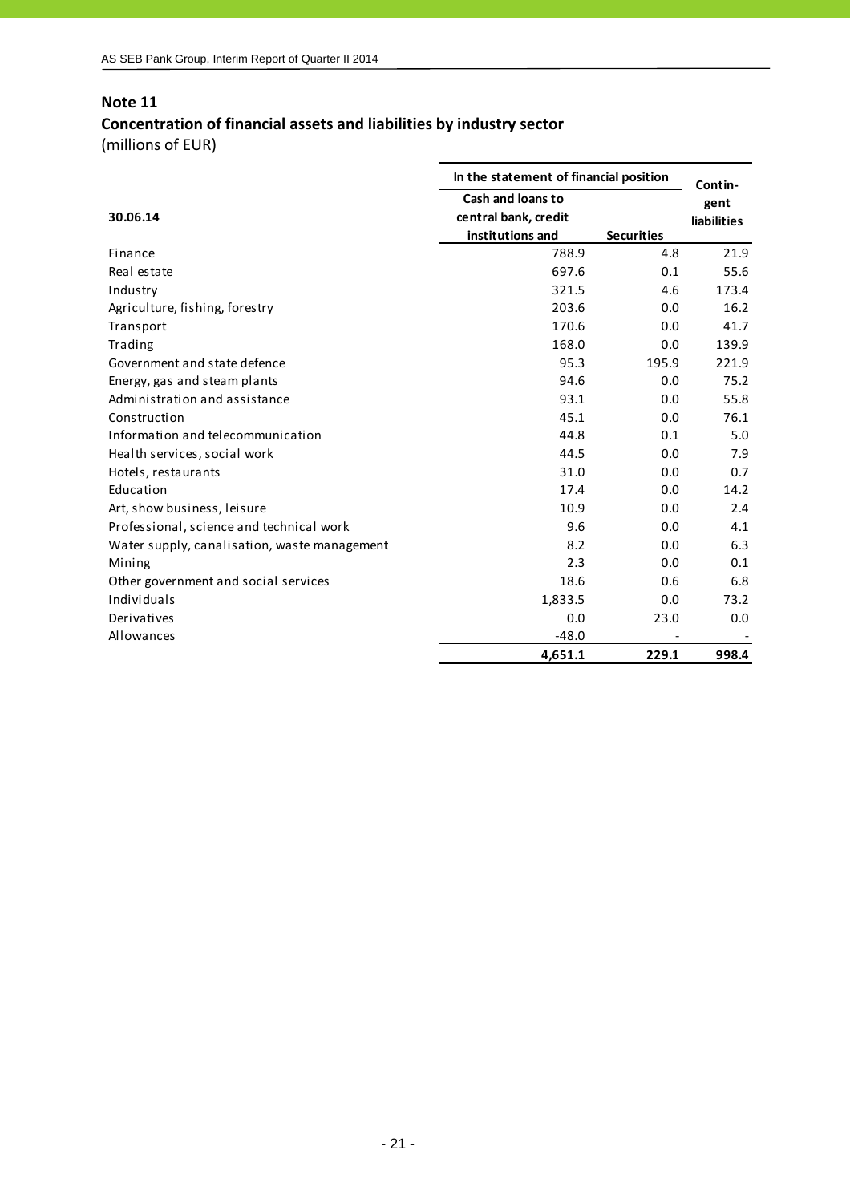## Note 11

## Concentration of financial assets and liabilities by industry sector

(millions of EUR)

| 30.06.14 | In the statement of financial position | | Contingent liabilities |
|---|---|---|---|
| | Cash and loans to central bank, credit institutions and | Securities | |
| Finance | 788.9 | 4.8 | 21.9 |
| Real estate | 697.6 | 0.1 | 55.6 |
| Industry | 321.5 | 4.6 | 173.4 |
| Agriculture, fishing, forestry | 203.6 | 0.0 | 16.2 |
| Transport | 170.6 | 0.0 | 41.7 |
| Trading | 168.0 | 0.0 | 139.9 |
| Government and state defence | 95.3 | 195.9 | 221.9 |
| Energy, gas and steam plants | 94.6 | 0.0 | 75.2 |
| Administration and assistance | 93.1 | 0.0 | 55.8 |
| Construction | 45.1 | 0.0 | 76.1 |
| Information and telecommunication | 44.8 | 0.1 | 5.0 |
| Health services, social work | 44.5 | 0.0 | 7.9 |
| Hotels, restaurants | 31.0 | 0.0 | 0.7 |
| Education | 17.4 | 0.0 | 14.2 |
| Art, show business, leisure | 10.9 | 0.0 | 2.4 |
| Professional, science and technical work | 9.6 | 0.0 | 4.1 |
| Water supply, canalisation, waste management | 8.2 | 0.0 | 6.3 |
| Mining | 2.3 | 0.0 | 0.1 |
| Other government and social services | 18.6 | 0.6 | 6.8 |
| Individuals | 1,833.5 | 0.0 | 73.2 |
| Derivatives | 0.0 | 23.0 | 0.0 |
| Allowances | -48.0 | - | - |
| | **4,651.1** | **229.1** | **998.4** |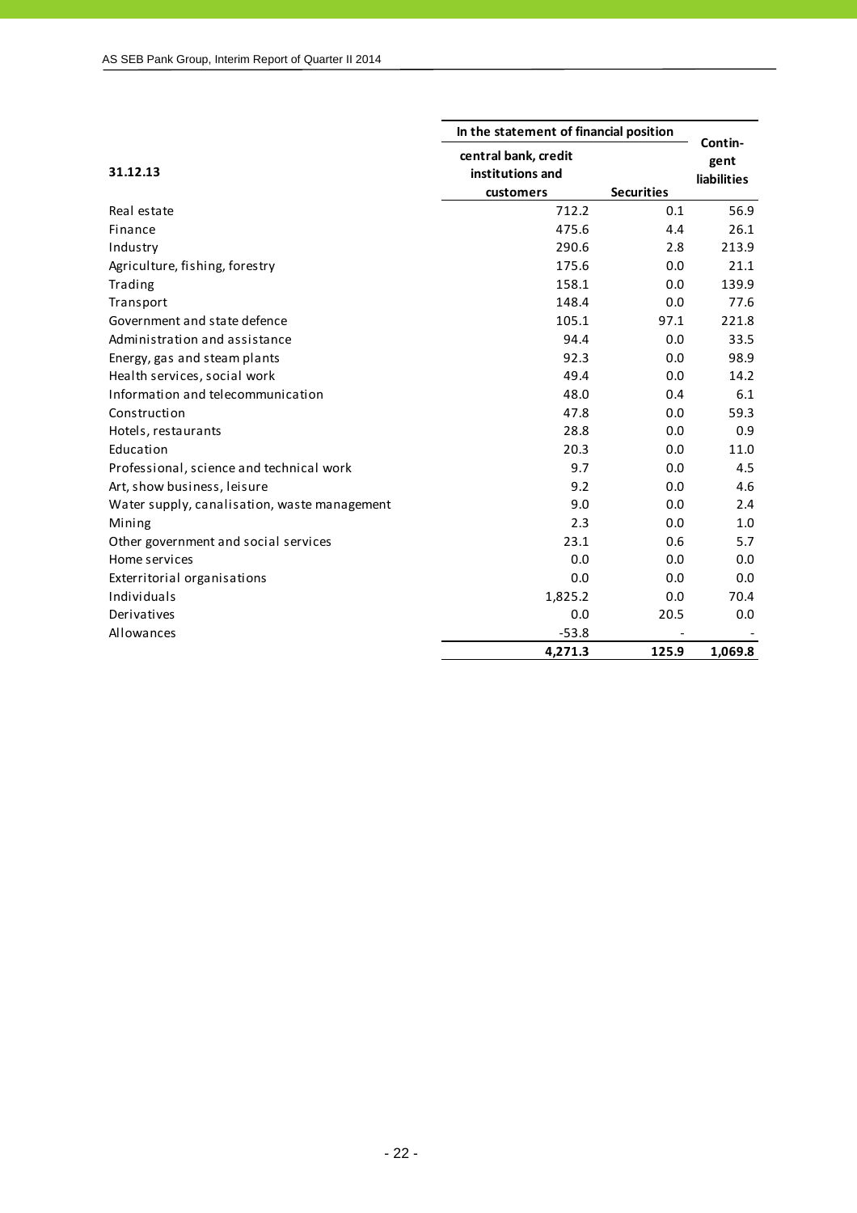| 31.12.13 | In the statement of financial position | | Contin-gent liabilities |
|---|---|---|---|
| | central bank, credit institutions and customers | Securities | |
| Real estate | 712.2 | 0.1 | 56.9 |
| Finance | 475.6 | 4.4 | 26.1 |
| Industry | 290.6 | 2.8 | 213.9 |
| Agriculture, fishing, forestry | 175.6 | 0.0 | 21.1 |
| Trading | 158.1 | 0.0 | 139.9 |
| Transport | 148.4 | 0.0 | 77.6 |
| Government and state defence | 105.1 | 97.1 | 221.8 |
| Administration and assistance | 94.4 | 0.0 | 33.5 |
| Energy, gas and steam plants | 92.3 | 0.0 | 98.9 |
| Health services, social work | 49.4 | 0.0 | 14.2 |
| Information and telecommunication | 48.0 | 0.4 | 6.1 |
| Construction | 47.8 | 0.0 | 59.3 |
| Hotels, restaurants | 28.8 | 0.0 | 0.9 |
| Education | 20.3 | 0.0 | 11.0 |
| Professional, science and technical work | 9.7 | 0.0 | 4.5 |
| Art, show business, leisure | 9.2 | 0.0 | 4.6 |
| Water supply, canalisation, waste management | 9.0 | 0.0 | 2.4 |
| Mining | 2.3 | 0.0 | 1.0 |
| Other government and social services | 23.1 | 0.6 | 5.7 |
| Home services | 0.0 | 0.0 | 0.0 |
| Exterritorial organisations | 0.0 | 0.0 | 0.0 |
| Individuals | 1,825.2 | 0.0 | 70.4 |
| Derivatives | 0.0 | 20.5 | 0.0 |
| Allowances | -53.8 | - | - |
| | **4,271.3** | **125.9** | **1,069.8** |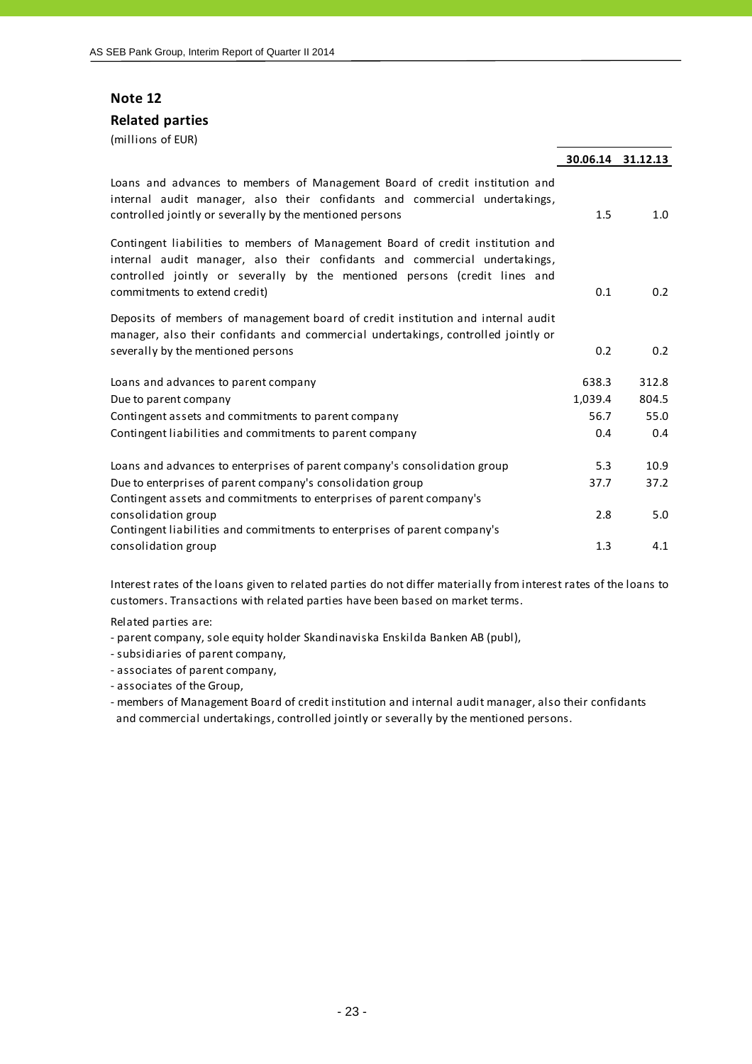## Note 12

### Related parties

(millions of EUR)

| | 30.06.14 | 31.12.13 |
|---|---|---|
| Loans and advances to members of Management Board of credit institution and internal audit manager, also their confidants and commercial undertakings, controlled jointly or severally by the mentioned persons | 1.5 | 1.0 |
| Contingent liabilities to members of Management Board of credit institution and internal audit manager, also their confidants and commercial undertakings, controlled jointly or severally by the mentioned persons (credit lines and commitments to extend credit) | 0.1 | 0.2 |
| Deposits of members of management board of credit institution and internal audit manager, also their confidants and commercial undertakings, controlled jointly or severally by the mentioned persons | 0.2 | 0.2 |
| Loans and advances to parent company | 638.3 | 312.8 |
| Due to parent company | 1,039.4 | 804.5 |
| Contingent assets and commitments to parent company | 56.7 | 55.0 |
| Contingent liabilities and commitments to parent company | 0.4 | 0.4 |
| Loans and advances to enterprises of parent company's consolidation group | 5.3 | 10.9 |
| Due to enterprises of parent company's consolidation group | 37.7 | 37.2 |
| Contingent assets and commitments to enterprises of parent company's consolidation group | 2.8 | 5.0 |
| Contingent liabilities and commitments to enterprises of parent company's consolidation group | 1.3 | 4.1 |

Interest rates of the loans given to related parties do not differ materially from interest rates of the loans to customers. Transactions with related parties have been based on market terms.

Related parties are:
- parent company, sole equity holder Skandinaviska Enskilda Banken AB (publ),
- subsidiaries of parent company,
- associates of parent company,
- associates of the Group,
- members of Management Board of credit institution and internal audit manager, also their confidants and commercial undertakings, controlled jointly or severally by the mentioned persons.